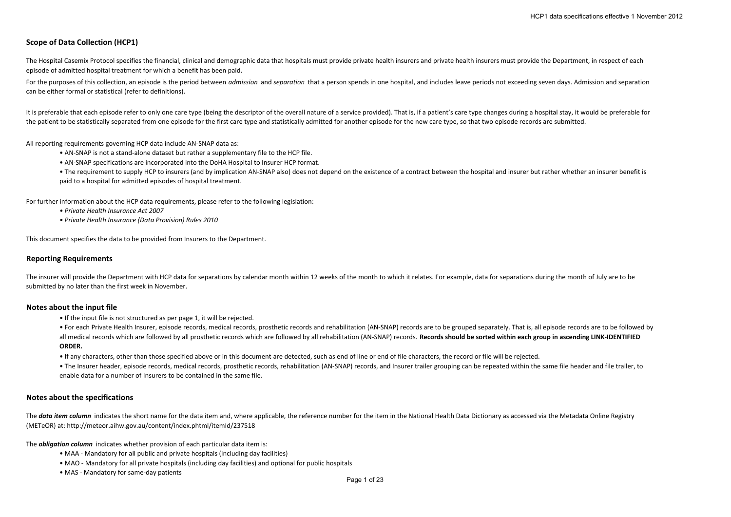## Scope of Data Collection (HCP1)

The Hospital Casemix Protocol specifies the financial, clinical and demographic data that hospitals must provide private health insurers and private health insurers must provide the Department, in respect of each episode of admitted hospital treatment for which a benefit has been paid.

For the purposes of this collection, an episode is the period between *admission* and *separation* that a person spends in one hospital, and includes leave periods not exceeding seven days. Admission and separation can be either formal or statistical (refer to definitions).

It is preferable that each episode refer to only one care type (being the descriptor of the overall nature of a service provided). That is, if a patient's care type changes during a hospital stay, it would be preferable for the patient to be statistically separated from one episode for the first care type and statistically admitted for another episode for the new care type, so that two episode records are submitted.

All reporting requirements governing HCP data include AN-SNAP data as:

- AN-SNAP is not a stand-alone dataset but rather a supplementary file to the HCP file.
- AN-SNAP specifications are incorporated into the DoHA Hospital to Insurer HCP format.
- The requirement to supply HCP to insurers (and by implication AN-SNAP also) does not depend on the existence of a contract between the hospital and insurer but rather whether an insurer benefit is paid to a hospital for admitted episodes of hospital treatment.

For further information about the HCP data requirements, please refer to the following legislation:

- *Private Health Insurance Act 2007*
- *Private Health Insurance (Data Provision) Rules 2010*

This document specifies the data to be provided from Insurers to the Department.

## Reporting Requirements

The insurer will provide the Department with HCP data for separations by calendar month within 12 weeks of the month to which it relates. For example, data for separations during the month of July are to be submitted by no later than the first week in November.

## Notes about the input file

- If the input file is not structured as per page 1, it will be rejected.
- For each Private Health Insurer, episode records, medical records, prosthetic records and rehabilitation (AN-SNAP) records are to be grouped separately. That is, all episode records are to be followed by all medical records which are followed by all prosthetic records which are followed by all rehabilitation (AN-SNAP) records. **Records should be sorted within each group in ascending LINK-IDENTIFIED ORDER.**
- If any characters, other than those specified above or in this document are detected, such as end of line or end of file characters, the record or file will be rejected.
- The Insurer header, episode records, medical records, prosthetic records, rehabilitation (AN-SNAP) records, and Insurer trailer grouping can be repeated within the same file header and file trailer, to enable data for a number of Insurers to be contained in the same file.

## Notes about the specifications

The ***data item column*** indicates the short name for the data item and, where applicable, the reference number for the item in the National Health Data Dictionary as accessed via the Metadata Online Registry (METeOR) at: http://meteor.aihw.gov.au/content/index.phtml/itemId/237518

The ***obligation column*** indicates whether provision of each particular data item is:

- MAA - Mandatory for all public and private hospitals (including day facilities)
- MAO - Mandatory for all private hospitals (including day facilities) and optional for public hospitals
- MAS - Mandatory for same-day patients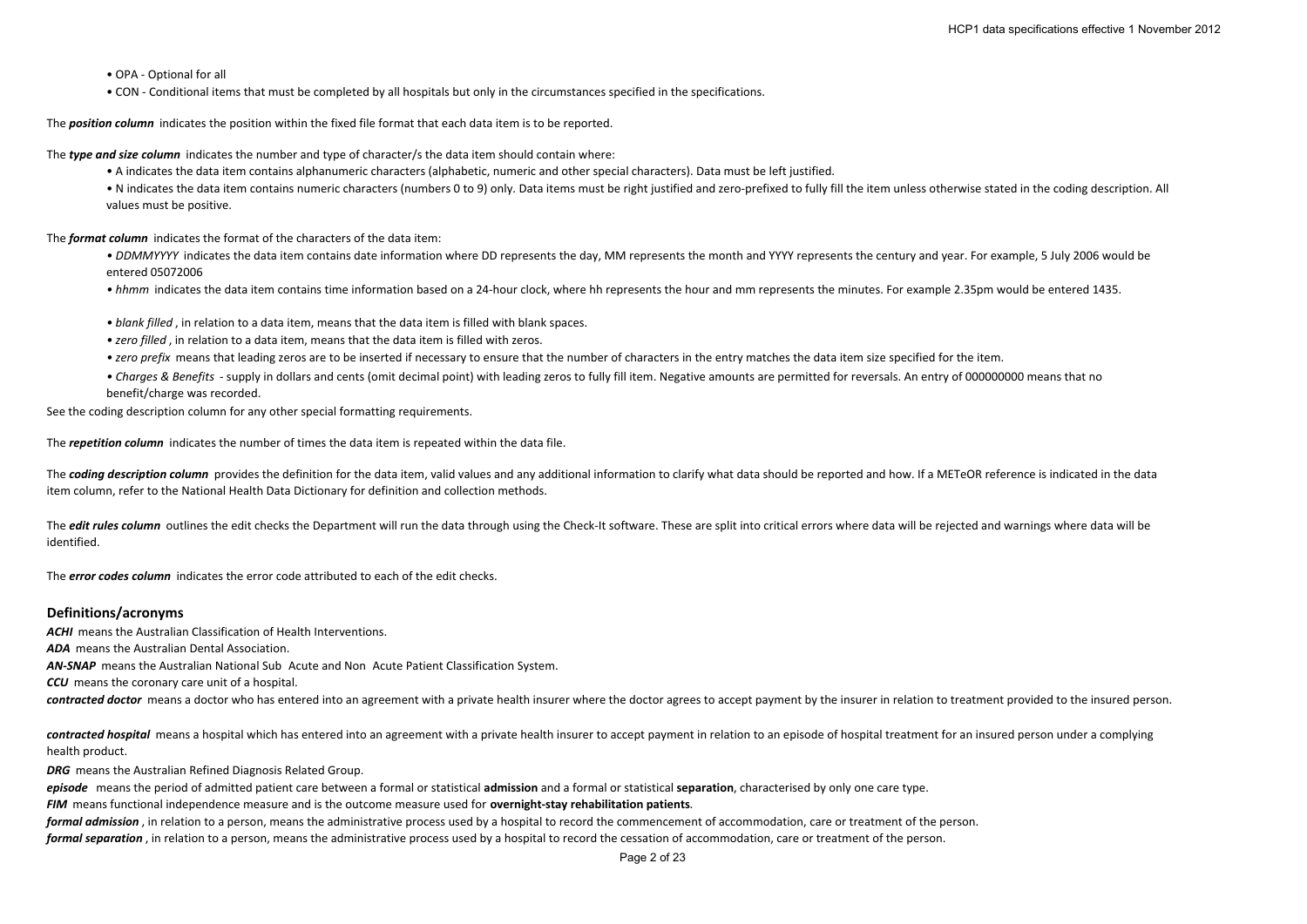- OPA - Optional for all
- CON - Conditional items that must be completed by all hospitals but only in the circumstances specified in the specifications.

The ***position column*** indicates the position within the fixed file format that each data item is to be reported.

The ***type and size column*** indicates the number and type of character/s the data item should contain where:

- A indicates the data item contains alphanumeric characters (alphabetic, numeric and other special characters). Data must be left justified.
- N indicates the data item contains numeric characters (numbers 0 to 9) only. Data items must be right justified and zero-prefixed to fully fill the item unless otherwise stated in the coding description. All values must be positive.

The ***format column*** indicates the format of the characters of the data item:

- *DDMMYYYY* indicates the data item contains date information where DD represents the day, MM represents the month and YYYY represents the century and year. For example, 5 July 2006 would be entered 05072006
- *hhmm* indicates the data item contains time information based on a 24-hour clock, where hh represents the hour and mm represents the minutes. For example 2.35pm would be entered 1435.
- *blank filled* , in relation to a data item, means that the data item is filled with blank spaces.
- *zero filled* , in relation to a data item, means that the data item is filled with zeros.
- *zero prefix* means that leading zeros are to be inserted if necessary to ensure that the number of characters in the entry matches the data item size specified for the item.
- *Charges & Benefits* - supply in dollars and cents (omit decimal point) with leading zeros to fully fill item. Negative amounts are permitted for reversals. An entry of 000000000 means that no benefit/charge was recorded.

See the coding description column for any other special formatting requirements.

The ***repetition column*** indicates the number of times the data item is repeated within the data file.

The ***coding description column*** provides the definition for the data item, valid values and any additional information to clarify what data should be reported and how. If a METeOR reference is indicated in the data item column, refer to the National Health Data Dictionary for definition and collection methods.

The ***edit rules column*** outlines the edit checks the Department will run the data through using the Check-It software. These are split into critical errors where data will be rejected and warnings where data will be identified.

The ***error codes column*** indicates the error code attributed to each of the edit checks.

## Definitions/acronyms

***ACHI*** means the Australian Classification of Health Interventions.

***ADA*** means the Australian Dental Association.

***AN-SNAP*** means the Australian National Sub Acute and Non Acute Patient Classification System.

***CCU*** means the coronary care unit of a hospital.

***contracted doctor*** means a doctor who has entered into an agreement with a private health insurer where the doctor agrees to accept payment by the insurer in relation to treatment provided to the insured person.

***contracted hospital*** means a hospital which has entered into an agreement with a private health insurer to accept payment in relation to an episode of hospital treatment for an insured person under a complying health product.

***DRG*** means the Australian Refined Diagnosis Related Group.

***episode*** means the period of admitted patient care between a formal or statistical **admission** and a formal or statistical **separation**, characterised by only one care type.

***FIM*** means functional independence measure and is the outcome measure used for **overnight-stay rehabilitation patients**.

***formal admission*** , in relation to a person, means the administrative process used by a hospital to record the commencement of accommodation, care or treatment of the person.

***formal separation*** , in relation to a person, means the administrative process used by a hospital to record the cessation of accommodation, care or treatment of the person.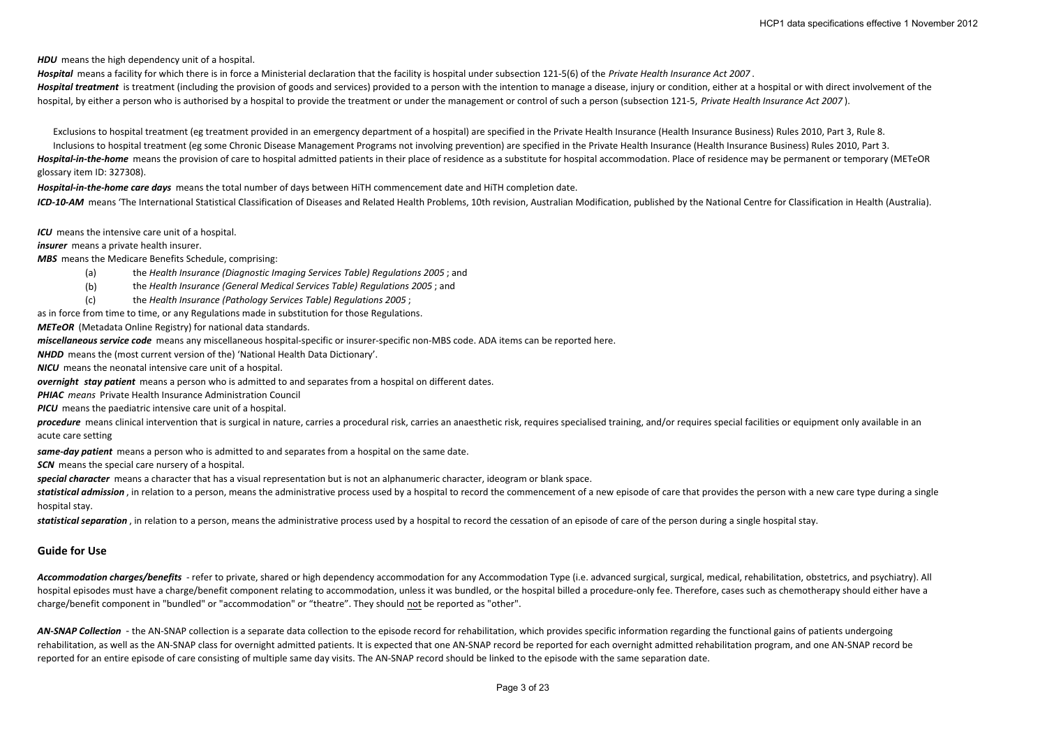***HDU*** means the high dependency unit of a hospital.

***Hospital*** means a facility for which there is in force a Ministerial declaration that the facility is hospital under subsection 121-5(6) of the *Private Health Insurance Act 2007* .

***Hospital treatment*** is treatment (including the provision of goods and services) provided to a person with the intention to manage a disease, injury or condition, either at a hospital or with direct involvement of the hospital, by either a person who is authorised by a hospital to provide the treatment or under the management or control of such a person (subsection 121-5, *Private Health Insurance Act 2007* ).

Exclusions to hospital treatment (eg treatment provided in an emergency department of a hospital) are specified in the Private Health Insurance (Health Insurance Business) Rules 2010, Part 3, Rule 8.

Inclusions to hospital treatment (eg some Chronic Disease Management Programs not involving prevention) are specified in the Private Health Insurance (Health Insurance Business) Rules 2010, Part 3.

***Hospital-in-the-home*** means the provision of care to hospital admitted patients in their place of residence as a substitute for hospital accommodation. Place of residence may be permanent or temporary (METeOR glossary item ID: 327308).

***Hospital-in-the-home care days*** means the total number of days between HiTH commencement date and HiTH completion date.

***ICD-10-AM*** means 'The International Statistical Classification of Diseases and Related Health Problems, 10th revision, Australian Modification, published by the National Centre for Classification in Health (Australia).

***ICU*** means the intensive care unit of a hospital.

***insurer*** means a private health insurer.

***MBS*** means the Medicare Benefits Schedule, comprising:

(a) the *Health Insurance (Diagnostic Imaging Services Table) Regulations 2005* ; and

(b) the *Health Insurance (General Medical Services Table) Regulations 2005* ; and

(c) the *Health Insurance (Pathology Services Table) Regulations 2005* ;

as in force from time to time, or any Regulations made in substitution for those Regulations.

***METeOR*** (Metadata Online Registry) for national data standards.

***miscellaneous service code*** means any miscellaneous hospital-specific or insurer-specific non-MBS code. ADA items can be reported here.

***NHDD*** means the (most current version of the) 'National Health Data Dictionary'.

***NICU*** means the neonatal intensive care unit of a hospital.

***overnight stay patient*** means a person who is admitted to and separates from a hospital on different dates.

***PHIAC*** *means* Private Health Insurance Administration Council

***PICU*** means the paediatric intensive care unit of a hospital.

***procedure*** means clinical intervention that is surgical in nature, carries a procedural risk, carries an anaesthetic risk, requires specialised training, and/or requires special facilities or equipment only available in an acute care setting

***same-day patient*** means a person who is admitted to and separates from a hospital on the same date.

***SCN*** means the special care nursery of a hospital.

***special character*** means a character that has a visual representation but is not an alphanumeric character, ideogram or blank space.

***statistical admission*** , in relation to a person, means the administrative process used by a hospital to record the commencement of a new episode of care that provides the person with a new care type during a single hospital stay.

***statistical separation*** , in relation to a person, means the administrative process used by a hospital to record the cessation of an episode of care of the person during a single hospital stay.

## Guide for Use

***Accommodation charges/benefits*** - refer to private, shared or high dependency accommodation for any Accommodation Type (i.e. advanced surgical, surgical, medical, rehabilitation, obstetrics, and psychiatry). All hospital episodes must have a charge/benefit component relating to accommodation, unless it was bundled, or the hospital billed a procedure-only fee. Therefore, cases such as chemotherapy should either have a charge/benefit component in "bundled" or "accommodation" or "theatre". They should not be reported as "other".

***AN-SNAP Collection*** - the AN-SNAP collection is a separate data collection to the episode record for rehabilitation, which provides specific information regarding the functional gains of patients undergoing rehabilitation, as well as the AN-SNAP class for overnight admitted patients. It is expected that one AN-SNAP record be reported for each overnight admitted rehabilitation program, and one AN-SNAP record be reported for an entire episode of care consisting of multiple same day visits. The AN-SNAP record should be linked to the episode with the same separation date.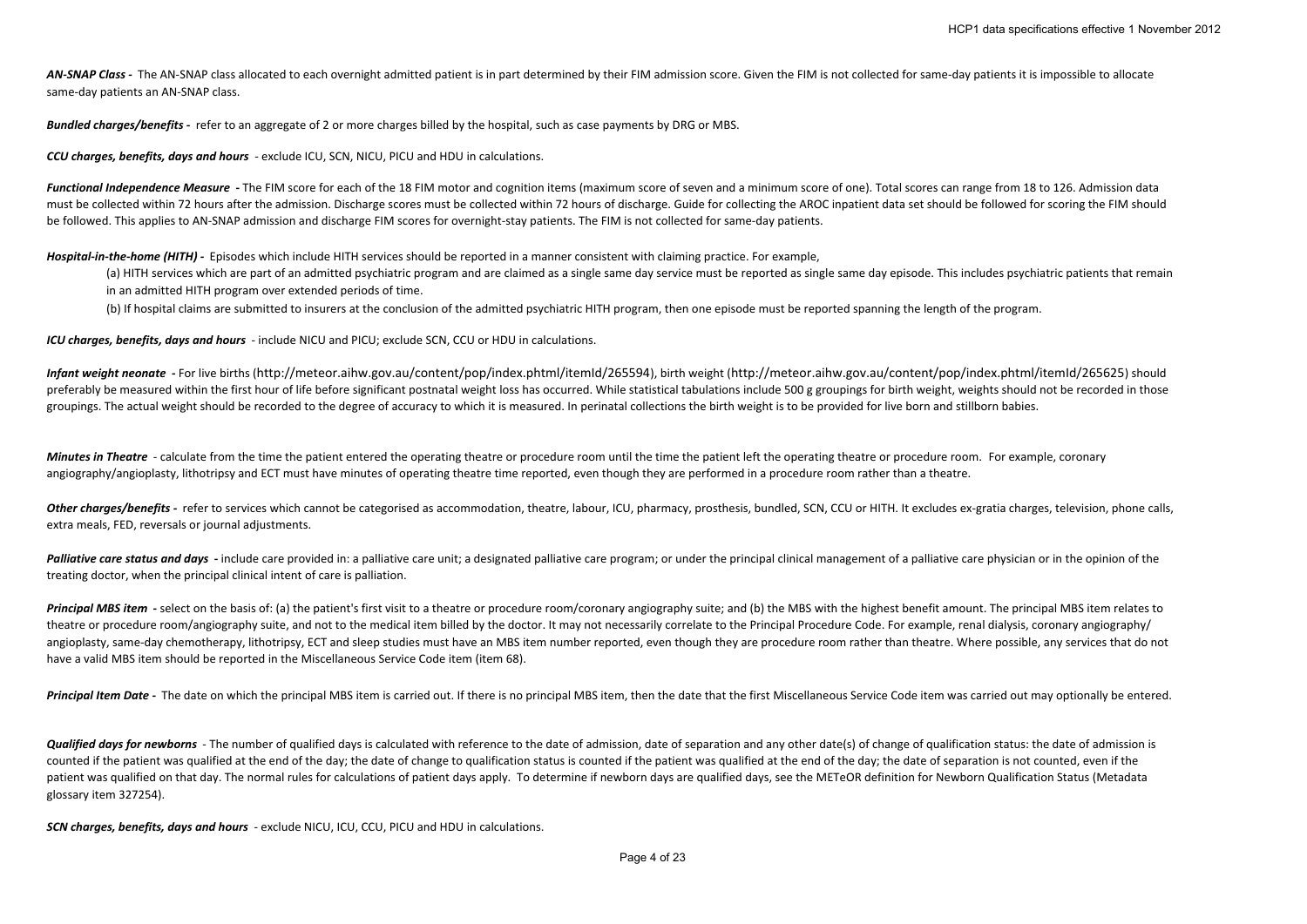***AN-SNAP Class -*** The AN-SNAP class allocated to each overnight admitted patient is in part determined by their FIM admission score. Given the FIM is not collected for same-day patients it is impossible to allocate same-day patients an AN-SNAP class.

***Bundled charges/benefits -*** refer to an aggregate of 2 or more charges billed by the hospital, such as case payments by DRG or MBS.

***CCU charges, benefits, days and hours*** - exclude ICU, SCN, NICU, PICU and HDU in calculations.

***Functional Independence Measure -*** The FIM score for each of the 18 FIM motor and cognition items (maximum score of seven and a minimum score of one). Total scores can range from 18 to 126. Admission data must be collected within 72 hours after the admission. Discharge scores must be collected within 72 hours of discharge. Guide for collecting the AROC inpatient data set should be followed for scoring the FIM should be followed. This applies to AN-SNAP admission and discharge FIM scores for overnight-stay patients. The FIM is not collected for same-day patients.

***Hospital-in-the-home (HITH) -*** Episodes which include HITH services should be reported in a manner consistent with claiming practice. For example,

(a) HITH services which are part of an admitted psychiatric program and are claimed as a single same day service must be reported as single same day episode. This includes psychiatric patients that remain in an admitted HITH program over extended periods of time.

(b) If hospital claims are submitted to insurers at the conclusion of the admitted psychiatric HITH program, then one episode must be reported spanning the length of the program.

***ICU charges, benefits, days and hours*** - include NICU and PICU; exclude SCN, CCU or HDU in calculations.

***Infant weight neonate -*** For live births (http://meteor.aihw.gov.au/content/pop/index.phtml/itemId/265594), birth weight (http://meteor.aihw.gov.au/content/pop/index.phtml/itemId/265625) should preferably be measured within the first hour of life before significant postnatal weight loss has occurred. While statistical tabulations include 500 g groupings for birth weight, weights should not be recorded in those groupings. The actual weight should be recorded to the degree of accuracy to which it is measured. In perinatal collections the birth weight is to be provided for live born and stillborn babies.

***Minutes in Theatre*** - calculate from the time the patient entered the operating theatre or procedure room until the time the patient left the operating theatre or procedure room. For example, coronary angiography/angioplasty, lithotripsy and ECT must have minutes of operating theatre time reported, even though they are performed in a procedure room rather than a theatre.

***Other charges/benefits -*** refer to services which cannot be categorised as accommodation, theatre, labour, ICU, pharmacy, prosthesis, bundled, SCN, CCU or HITH. It excludes ex-gratia charges, television, phone calls, extra meals, FED, reversals or journal adjustments.

***Palliative care status and days -*** include care provided in: a palliative care unit; a designated palliative care program; or under the principal clinical management of a palliative care physician or in the opinion of the treating doctor, when the principal clinical intent of care is palliation.

***Principal MBS item -*** select on the basis of: (a) the patient's first visit to a theatre or procedure room/coronary angiography suite; and (b) the MBS with the highest benefit amount. The principal MBS item relates to theatre or procedure room/angiography suite, and not to the medical item billed by the doctor. It may not necessarily correlate to the Principal Procedure Code. For example, renal dialysis, coronary angiography/ angioplasty, same-day chemotherapy, lithotripsy, ECT and sleep studies must have an MBS item number reported, even though they are procedure room rather than theatre. Where possible, any services that do not have a valid MBS item should be reported in the Miscellaneous Service Code item (item 68).

***Principal Item Date -*** The date on which the principal MBS item is carried out. If there is no principal MBS item, then the date that the first Miscellaneous Service Code item was carried out may optionally be entered.

***Qualified days for newborns*** - The number of qualified days is calculated with reference to the date of admission, date of separation and any other date(s) of change of qualification status: the date of admission is counted if the patient was qualified at the end of the day; the date of change to qualification status is counted if the patient was qualified at the end of the day; the date of separation is not counted, even if the patient was qualified on that day. The normal rules for calculations of patient days apply. To determine if newborn days are qualified days, see the METeOR definition for Newborn Qualification Status (Metadata glossary item 327254).

***SCN charges, benefits, days and hours*** - exclude NICU, ICU, CCU, PICU and HDU in calculations.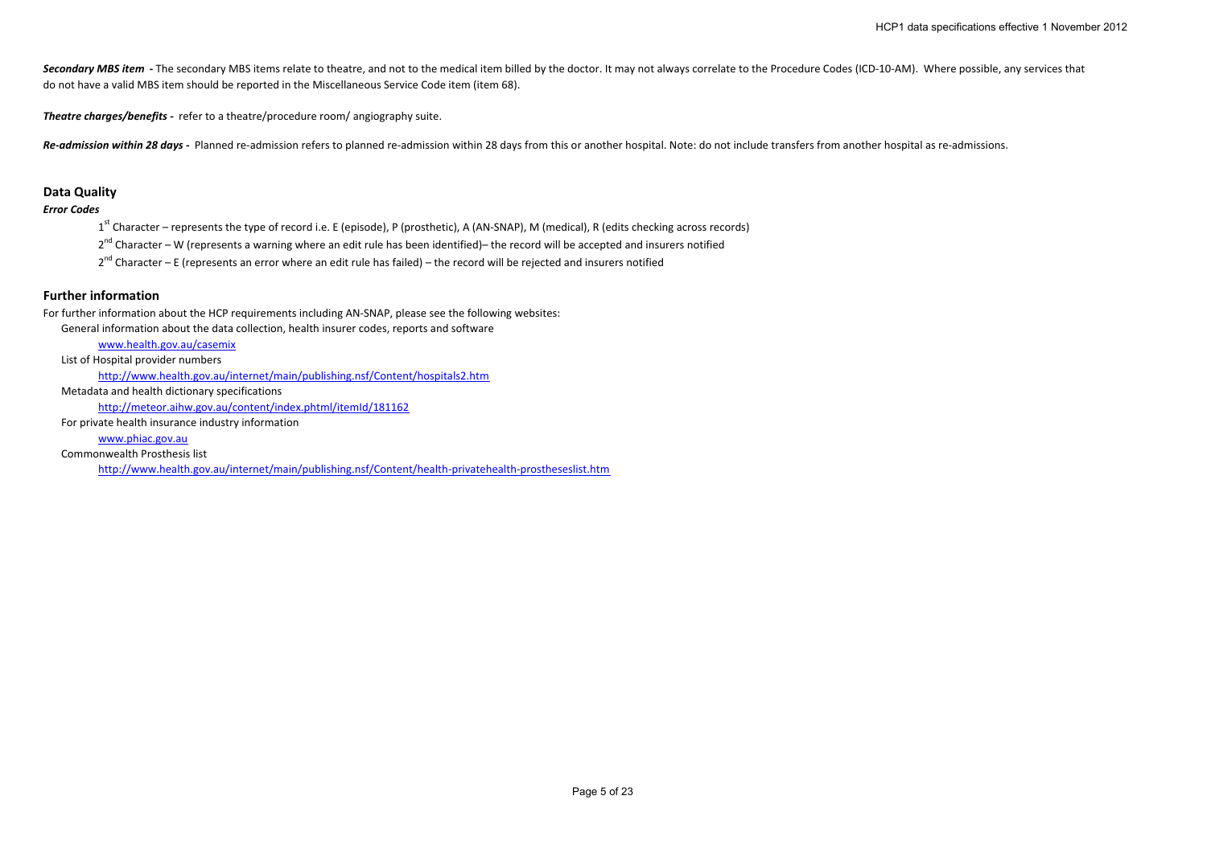***Secondary MBS item*** **-** The secondary MBS items relate to theatre, and not to the medical item billed by the doctor. It may not always correlate to the Procedure Codes (ICD-10-AM). Where possible, any services that do not have a valid MBS item should be reported in the Miscellaneous Service Code item (item 68).

***Theatre charges/benefits*** **-** refer to a theatre/procedure room/ angiography suite.

***Re-admission within 28 days*** **-** Planned re-admission refers to planned re-admission within 28 days from this or another hospital. Note: do not include transfers from another hospital as re-admissions.

## Data Quality

***Error Codes***

1st Character – represents the type of record i.e. E (episode), P (prosthetic), A (AN-SNAP), M (medical), R (edits checking across records)

2nd Character – W (represents a warning where an edit rule has been identified)– the record will be accepted and insurers notified

2nd Character – E (represents an error where an edit rule has failed) – the record will be rejected and insurers notified

## Further information

For further information about the HCP requirements including AN-SNAP, please see the following websites:

General information about the data collection, health insurer codes, reports and software

www.health.gov.au/casemix

List of Hospital provider numbers

http://www.health.gov.au/internet/main/publishing.nsf/Content/hospitals2.htm

Metadata and health dictionary specifications

http://meteor.aihw.gov.au/content/index.phtml/itemId/181162

For private health insurance industry information

www.phiac.gov.au

Commonwealth Prosthesis list

http://www.health.gov.au/internet/main/publishing.nsf/Content/health-privatehealth-prostheseslist.htm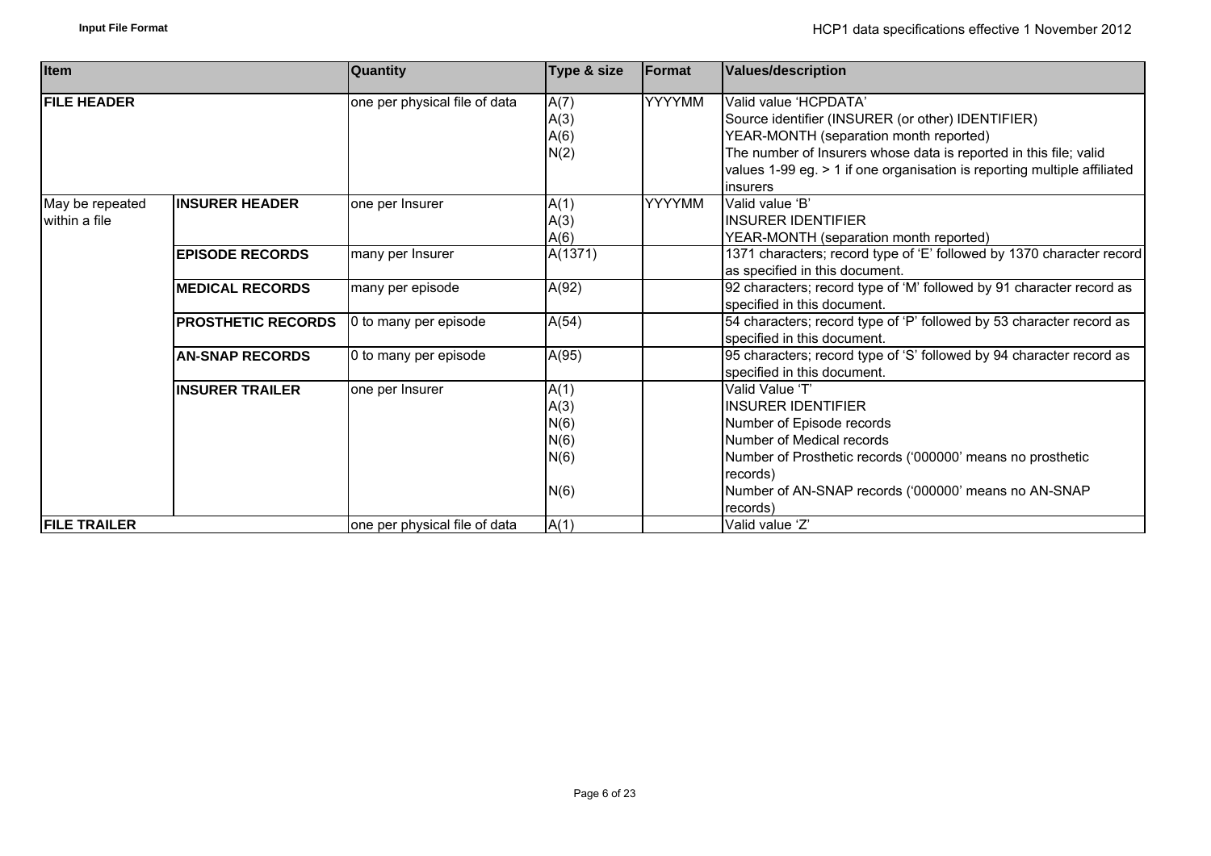| Item | | Quantity | Type & size | Format | Values/description |
|---|---|---|---|---|---|
| **FILE HEADER** | | one per physical file of data | A(7)<br>A(3)<br>A(6)<br>N(2) | YYYYMM | Valid value 'HCPDATA'<br>Source identifier (INSURER (or other) IDENTIFIER)<br>YEAR-MONTH (separation month reported)<br>The number of Insurers whose data is reported in this file; valid values 1-99 eg. > 1 if one organisation is reporting multiple affiliated insurers |
| May be repeated within a file | **INSURER HEADER** | one per Insurer | A(1)<br>A(3)<br>A(6) | YYYYMM | Valid value 'B'<br>INSURER IDENTIFIER<br>YEAR-MONTH (separation month reported) |
| | **EPISODE RECORDS** | many per Insurer | A(1371) | | 1371 characters; record type of 'E' followed by 1370 character record as specified in this document. |
| | **MEDICAL RECORDS** | many per episode | A(92) | | 92 characters; record type of 'M' followed by 91 character record as specified in this document. |
| | **PROSTHETIC RECORDS** | 0 to many per episode | A(54) | | 54 characters; record type of 'P' followed by 53 character record as specified in this document. |
| | **AN-SNAP RECORDS** | 0 to many per episode | A(95) | | 95 characters; record type of 'S' followed by 94 character record as specified in this document. |
| | **INSURER TRAILER** | one per Insurer | A(1)<br>A(3)<br>N(6)<br>N(6)<br>N(6)<br>N(6) | | Valid Value 'T'<br>INSURER IDENTIFIER<br>Number of Episode records<br>Number of Medical records<br>Number of Prosthetic records ('000000' means no prosthetic records)<br>Number of AN-SNAP records ('000000' means no AN-SNAP records) |
| **FILE TRAILER** | | one per physical file of data | A(1) | | Valid value 'Z' |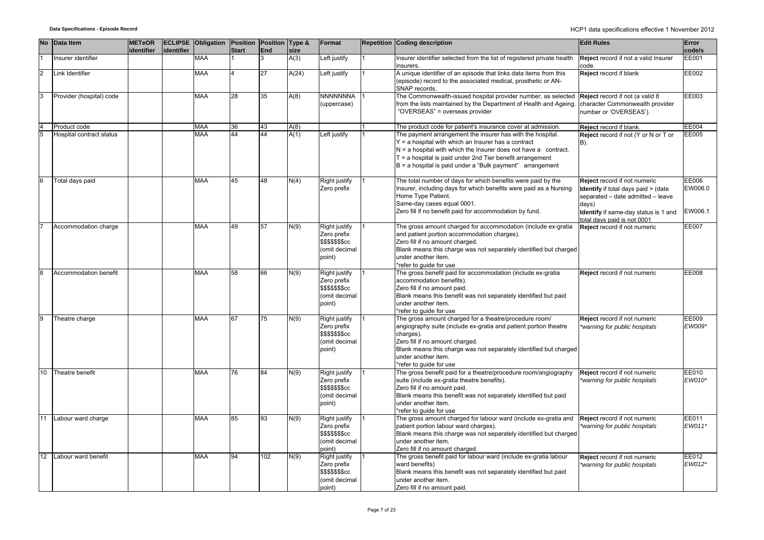| No | Data Item | METeOR identifier | ECLIPSE identifier | Obligation | Position Start | Position End | Type & size | Format | Repetition | Coding description | Edit Rules | Error code/s |
|---|---|---|---|---|---|---|---|---|---|---|---|---|
| 1 | Insurer identifier | | | MAA | 1 | 3 | A(3) | Left justify | 1 | Insurer identifier selected from the list of registered private health insurers. | **Reject** record if not a valid Insurer code. | EE001 |
| 2 | Link Identifier | | | MAA | 4 | 27 | A(24) | Left justify | 1 | A unique identifier of an episode that links data items from this (episode) record to the associated medical, prosthetic or AN-SNAP records. | **Reject** record if blank | EE002 |
| 3 | Provider (hospital) code | | | MAA | 28 | 35 | A(8) | NNNNNNNA (uppercase) | 1 | The Commonwealth-issued hospital provider number, as selected from the lists maintained by the Department of Health and Ageing. "OVERSEAS" = overseas provider | **Reject** record if not (a valid 8 character Commonwealth provider number or 'OVERSEAS'). | EE003 |
| 4 | Product code | | | MAA | 36 | 43 | A(8) | | 1 | The product code for patient's insurance cover at admission. | **Reject** record if blank. | EE004 |
| 5 | Hospital contract status | | | MAA | 44 | 44 | A(1) | Left justify | 1 | The payment arrangement the insurer has with the hospital.<br>Y = a hospital with which an Insurer has a contract<br>N = a hospital with which the Insurer does not have a contract.<br>T = a hospital is paid under 2nd Tier benefit arrangement<br>B = a hospital is paid under a "Bulk payment" arrangement | **Reject** record if not (Y or N or T or B). | EE005 |
| 6 | Total days paid | | | MAA | 45 | 48 | N(4) | Right justify Zero prefix | 1 | The total number of days for which benefits were paid by the Insurer, including days for which benefits were paid as a Nursing Home Type Patient.<br>Same-day cases equal 0001.<br>Zero fill if no benefit paid for accommodation by fund. | **Reject** record if not numeric<br>**Identify** if total days paid > (date separated – date admitted – leave days)<br>**Identify** if same-day status is 1 and total days paid is not 0001 | EE006<br>EW006.0<br>EW006.1 |
| 7 | Accommodation charge | | | MAA | 49 | 57 | N(9) | Right justify Zero prefix $$$$$$$cc (omit decimal point) | 1 | The gross amount charged for accommodation (include ex-gratia and patient portion accommodation charges).<br>Zero fill if no amount charged.<br>Blank means this charge was not separately identified but charged under another item.<br>*refer to guide for use | **Reject** record if not numeric | EE007 |
| 8 | Accommodation benefit | | | MAA | 58 | 66 | N(9) | Right justify Zero prefix $$$$$$$cc (omit decimal point) | 1 | The gross benefit paid for accommodation (include ex-gratia accommodation benefits).<br>Zero fill if no amount paid.<br>Blank means this benefit was not separately identified but paid under another item.<br>*refer to guide for use | **Reject** record if not numeric | EE008 |
| 9 | Theatre charge | | | MAA | 67 | 75 | N(9) | Right justify Zero prefix $$$$$$$cc (omit decimal point) | 1 | The gross amount charged for a theatre/procedure room/ angiography suite (include ex-gratia and patient portion theatre charges).<br>Zero fill if no amount charged.<br>Blank means this charge was not separately identified but charged under another item.<br>*refer to guide for use | **Reject** record if not numeric<br>*\*warning for public hospitals* | EE009<br>*EW009\** |
| 10 | Theatre benefit | | | MAA | 76 | 84 | N(9) | Right justify Zero prefix $$$$$$$cc (omit decimal point) | 1 | The gross benefit paid for a theatre/procedure room/angiography suite (include ex-gratia theatre benefits).<br>Zero fill if no amount paid.<br>Blank means this benefit was not separately identified but paid under another item.<br>*refer to guide for use | **Reject** record if not numeric<br>*\*warning for public hospitals* | EE010<br>*EW010\** |
| 11 | Labour ward charge | | | MAA | 85 | 93 | N(9) | Right justify Zero prefix $$$$$$$cc (omit decimal point) | 1 | The gross amount charged for labour ward (include ex-gratia and patient portion labour ward charges).<br>Blank means this charge was not separately identified but charged under another item.<br>Zero fill if no amount charged. | **Reject** record if not numeric<br>*\*warning for public hospitals* | EE011<br>*EW011\** |
| 12 | Labour ward benefit | | | MAA | 94 | 102 | N(9) | Right justify Zero prefix $$$$$$$cc (omit decimal point) | 1 | The gross benefit paid for labour ward (include ex-gratia labour ward benefits)<br>Blank means this benefit was not separately identified but paid under another item.<br>Zero fill if no amount paid. | **Reject** record if not numeric<br>*\*warning for public hospitals* | EE012<br>*EW012\** |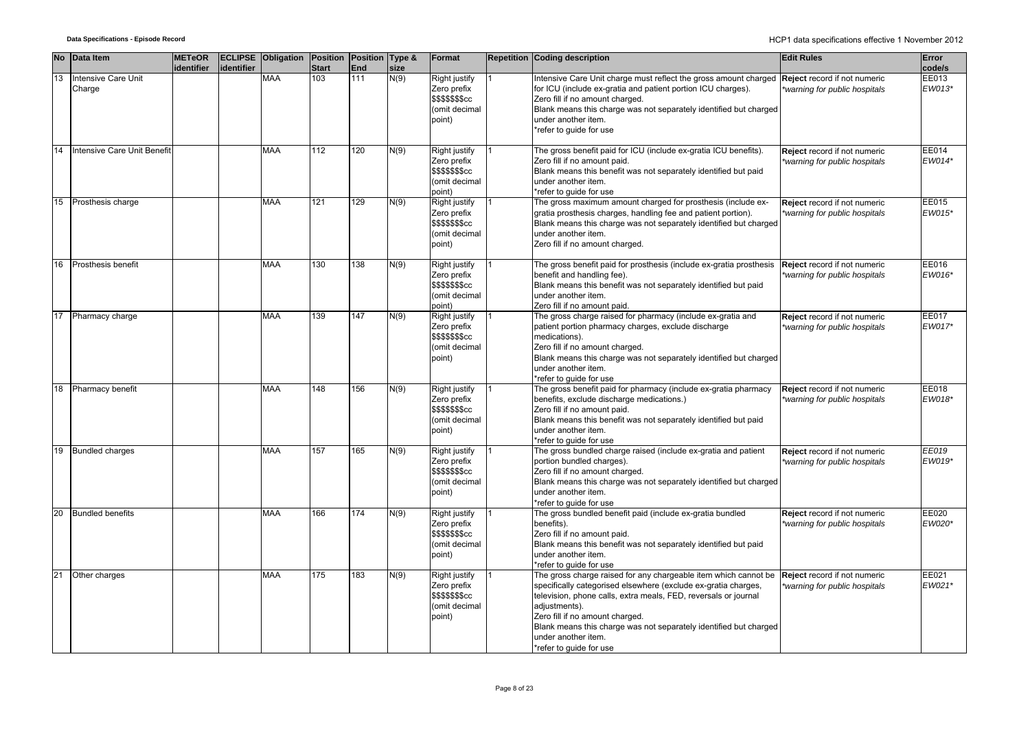| No | Data Item | METeOR identifier | ECLIPSE identifier | Obligation | Position Start | Position End | Type & size | Format | Repetition | Coding description | Edit Rules | Error code/s |
|---|---|---|---|---|---|---|---|---|---|---|---|---|
| 13 | Intensive Care Unit Charge | | | MAA | 103 | 111 | N(9) | Right justify Zero prefix $$$$$$$cc (omit decimal point) | 1 | Intensive Care Unit charge must reflect the gross amount charged for ICU (include ex-gratia and patient portion ICU charges). Zero fill if no amount charged. Blank means this charge was not separately identified but charged under another item. *refer to guide for use | **Reject** record if not numeric *\*warning for public hospitals* | EE013 *EW013\** |
| 14 | Intensive Care Unit Benefit | | | MAA | 112 | 120 | N(9) | Right justify Zero prefix $$$$$$$cc (omit decimal point) | 1 | The gross benefit paid for ICU (include ex-gratia ICU benefits). Zero fill if no amount paid. Blank means this benefit was not separately identified but paid under another item. *refer to guide for use | **Reject** record if not numeric *\*warning for public hospitals* | EE014 *EW014\** |
| 15 | Prosthesis charge | | | MAA | 121 | 129 | N(9) | Right justify Zero prefix $$$$$$$cc (omit decimal point) | 1 | The gross maximum amount charged for prosthesis (include ex-gratia prosthesis charges, handling fee and patient portion). Blank means this charge was not separately identified but charged under another item. Zero fill if no amount charged. | **Reject** record if not numeric *\*warning for public hospitals* | EE015 *EW015\** |
| 16 | Prosthesis benefit | | | MAA | 130 | 138 | N(9) | Right justify Zero prefix $$$$$$$cc (omit decimal point) | 1 | The gross benefit paid for prosthesis (include ex-gratia prosthesis benefit and handling fee). Blank means this benefit was not separately identified but paid under another item. Zero fill if no amount paid. | **Reject** record if not numeric *\*warning for public hospitals* | EE016 *EW016\** |
| 17 | Pharmacy charge | | | MAA | 139 | 147 | N(9) | Right justify Zero prefix $$$$$$$cc (omit decimal point) | 1 | The gross charge raised for pharmacy (include ex-gratia and patient portion pharmacy charges, exclude discharge medications). Zero fill if no amount charged. Blank means this charge was not separately identified but charged under another item. *refer to guide for use | **Reject** record if not numeric *\*warning for public hospitals* | EE017 *EW017\** |
| 18 | Pharmacy benefit | | | MAA | 148 | 156 | N(9) | Right justify Zero prefix $$$$$$$cc (omit decimal point) | 1 | The gross benefit paid for pharmacy (include ex-gratia pharmacy benefits, exclude discharge medications.) Zero fill if no amount paid. Blank means this benefit was not separately identified but paid under another item. *refer to guide for use | **Reject** record if not numeric *\*warning for public hospitals* | EE018 *EW018\** |
| 19 | Bundled charges | | | MAA | 157 | 165 | N(9) | Right justify Zero prefix $$$$$$$cc (omit decimal point) | 1 | The gross bundled charge raised (include ex-gratia and patient portion bundled charges). Zero fill if no amount charged. Blank means this charge was not separately identified but charged under another item. *refer to guide for use | **Reject** record if not numeric *\*warning for public hospitals* | *EE019* *EW019\** |
| 20 | Bundled benefits | | | MAA | 166 | 174 | N(9) | Right justify Zero prefix $$$$$$$cc (omit decimal point) | 1 | The gross bundled benefit paid (include ex-gratia bundled benefits). Zero fill if no amount paid. Blank means this benefit was not separately identified but paid under another item. *refer to guide for use | **Reject** record if not numeric *\*warning for public hospitals* | EE020 *EW020\** |
| 21 | Other charges | | | MAA | 175 | 183 | N(9) | Right justify Zero prefix $$$$$$$cc (omit decimal point) | 1 | The gross charge raised for any chargeable item which cannot be specifically categorised elsewhere (exclude ex-gratia charges, television, phone calls, extra meals, FED, reversals or journal adjustments). Zero fill if no amount charged. Blank means this charge was not separately identified but charged under another item. *refer to guide for use | **Reject** record if not numeric *\*warning for public hospitals* | EE021 *EW021\** |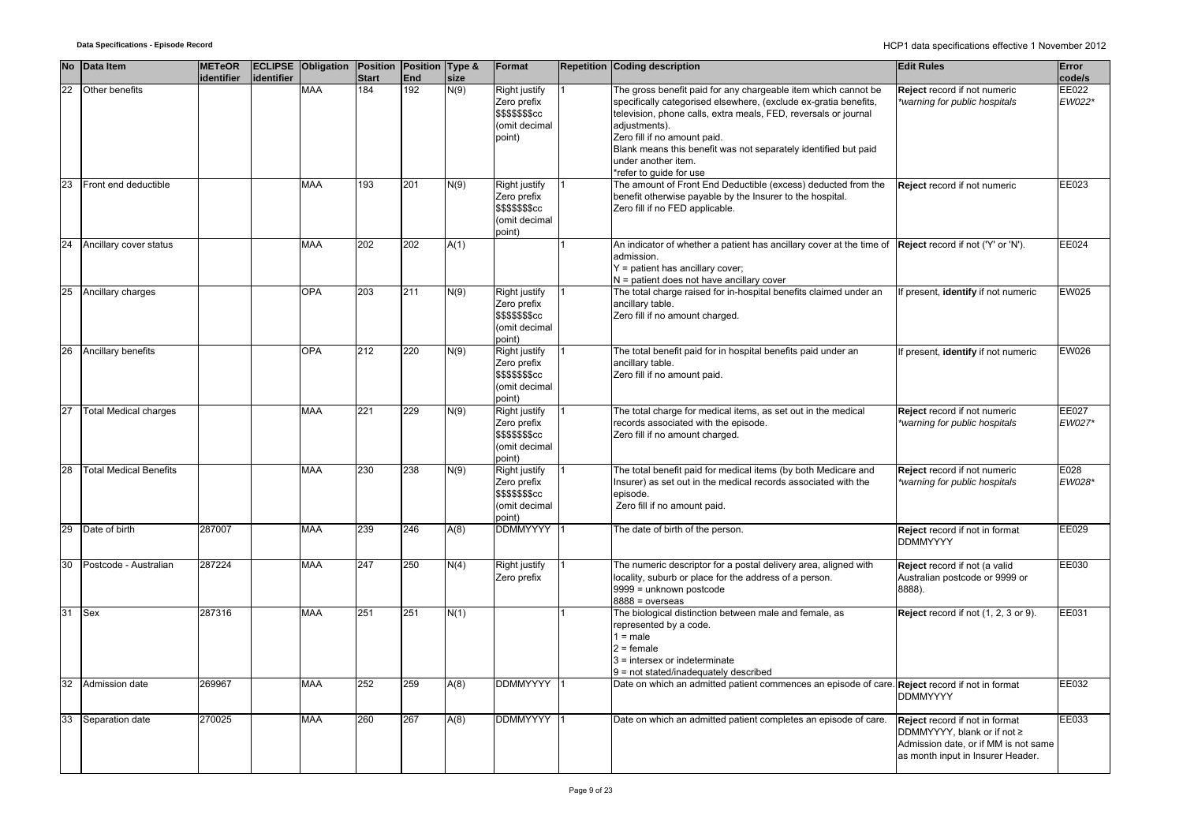| No | Data Item | METeOR identifier | ECLIPSE identifier | Obligation | Position Start | Position End | Type & size | Format | Repetition | Coding description | Edit Rules | Error code/s |
|---|---|---|---|---|---|---|---|---|---|---|---|---|
| 22 | Other benefits | | | MAA | 184 | 192 | N(9) | Right justify Zero prefix $$$$$$$cc (omit decimal point) | 1 | The gross benefit paid for any chargeable item which cannot be specifically categorised elsewhere, (exclude ex-gratia benefits, television, phone calls, extra meals, FED, reversals or journal adjustments).<br>Zero fill if no amount paid.<br>Blank means this benefit was not separately identified but paid under another item.<br>*refer to guide for use | **Reject** record if not numeric<br>*\*warning for public hospitals* | EE022<br>*EW022\** |
| 23 | Front end deductible | | | MAA | 193 | 201 | N(9) | Right justify Zero prefix $$$$$$$cc (omit decimal point) | 1 | The amount of Front End Deductible (excess) deducted from the benefit otherwise payable by the Insurer to the hospital.<br>Zero fill if no FED applicable. | **Reject** record if not numeric | EE023 |
| 24 | Ancillary cover status | | | MAA | 202 | 202 | A(1) | | 1 | An indicator of whether a patient has ancillary cover at the time of admission.<br>Y = patient has ancillary cover;<br>N = patient does not have ancillary cover | **Reject** record if not ('Y' or 'N'). | EE024 |
| 25 | Ancillary charges | | | OPA | 203 | 211 | N(9) | Right justify Zero prefix $$$$$$$cc (omit decimal point) | 1 | The total charge raised for in-hospital benefits claimed under an ancillary table.<br>Zero fill if no amount charged. | If present, **identify** if not numeric | EW025 |
| 26 | Ancillary benefits | | | OPA | 212 | 220 | N(9) | Right justify Zero prefix $$$$$$$cc (omit decimal point) | 1 | The total benefit paid for in hospital benefits paid under an ancillary table.<br>Zero fill if no amount paid. | If present, **identify** if not numeric | EW026 |
| 27 | Total Medical charges | | | MAA | 221 | 229 | N(9) | Right justify Zero prefix $$$$$$$cc (omit decimal point) | 1 | The total charge for medical items, as set out in the medical records associated with the episode.<br>Zero fill if no amount charged. | **Reject** record if not numeric<br>*\*warning for public hospitals* | EE027<br>*EW027\** |
| 28 | Total Medical Benefits | | | MAA | 230 | 238 | N(9) | Right justify Zero prefix $$$$$$$cc (omit decimal point) | 1 | The total benefit paid for medical items (by both Medicare and Insurer) as set out in the medical records associated with the episode.<br>Zero fill if no amount paid. | **Reject** record if not numeric<br>*\*warning for public hospitals* | E028<br>*EW028\** |
| 29 | Date of birth | 287007 | | MAA | 239 | 246 | A(8) | DDMMYYYY | 1 | The date of birth of the person. | **Reject** record if not in format DDMMYYYY | EE029 |
| 30 | Postcode - Australian | 287224 | | MAA | 247 | 250 | N(4) | Right justify Zero prefix | 1 | The numeric descriptor for a postal delivery area, aligned with locality, suburb or place for the address of a person.<br>9999 = unknown postcode<br>8888 = overseas | **Reject** record if not (a valid Australian postcode or 9999 or 8888). | EE030 |
| 31 | Sex | 287316 | | MAA | 251 | 251 | N(1) | | 1 | The biological distinction between male and female, as represented by a code.<br>1 = male<br>2 = female<br>3 = intersex or indeterminate<br>9 = not stated/inadequately described | **Reject** record if not (1, 2, 3 or 9). | EE031 |
| 32 | Admission date | 269967 | | MAA | 252 | 259 | A(8) | DDMMYYYY | 1 | Date on which an admitted patient commences an episode of care. | **Reject** record if not in format DDMMYYYY | EE032 |
| 33 | Separation date | 270025 | | MAA | 260 | 267 | A(8) | DDMMYYYY | 1 | Date on which an admitted patient completes an episode of care. | **Reject** record if not in format DDMMYYYY, blank or if not ≥ Admission date, or if MM is not same as month input in Insurer Header. | EE033 |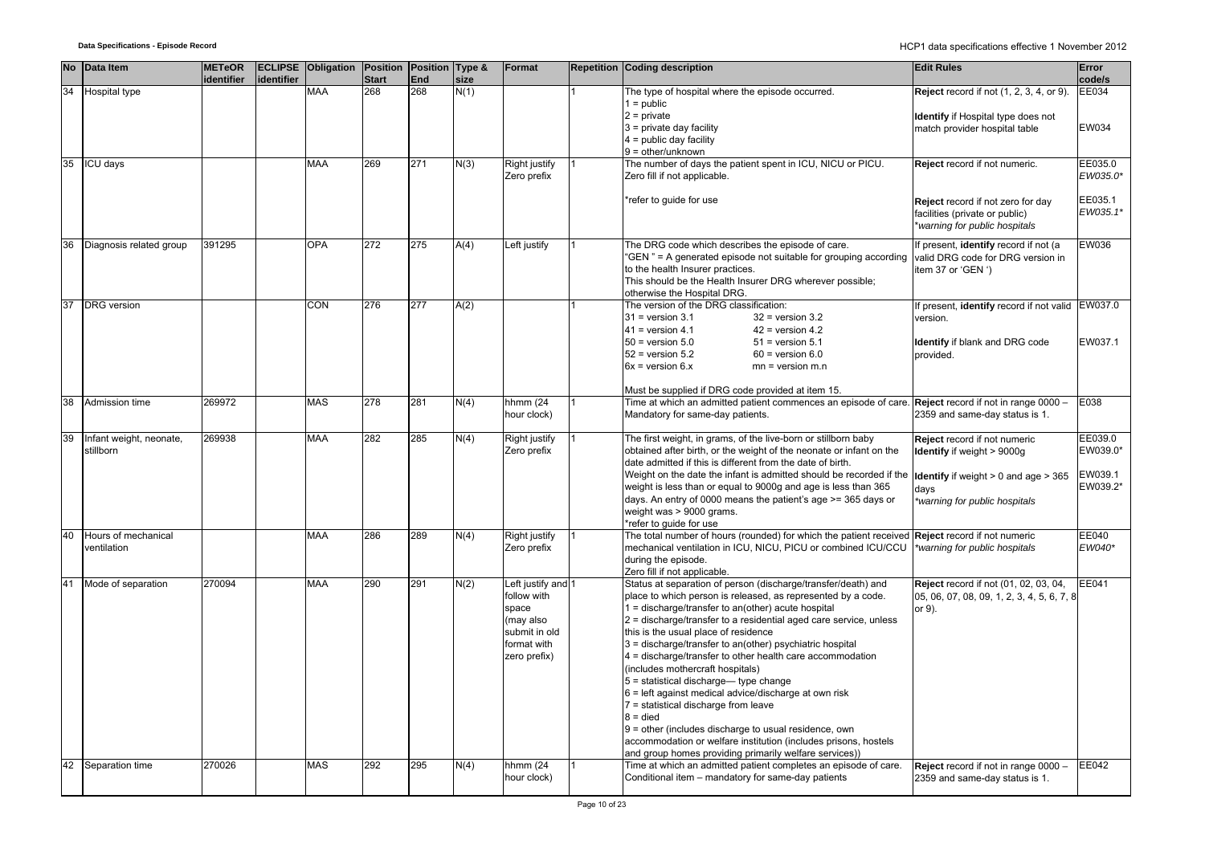| No | Data Item | METeOR identifier | ECLIPSE identifier | Obligation | Position Start | Position End | Type & size | Format | Repetition | Coding description | Edit Rules | Error code/s |
|---|---|---|---|---|---|---|---|---|---|---|---|---|
| 34 | Hospital type | | | MAA | 268 | 268 | N(1) | | 1 | The type of hospital where the episode occurred.<br>1 = public<br>2 = private<br>3 = private day facility<br>4 = public day facility<br>9 = other/unknown | **Reject** record if not (1, 2, 3, 4, or 9).<br><br>**Identify** if Hospital type does not match provider hospital table | EE034<br><br>EW034 |
| 35 | ICU days | | | MAA | 269 | 271 | N(3) | Right justify Zero prefix | 1 | The number of days the patient spent in ICU, NICU or PICU. Zero fill if not applicable.<br><br>*refer to guide for use | **Reject** record if not numeric.<br><br>**Reject** record if not zero for day facilities (private or public)<br>*\*warning for public hospitals* | EE035.0<br>*EW035.0\**<br><br>EE035.1<br>*EW035.1\** |
| 36 | Diagnosis related group | 391295 | | OPA | 272 | 275 | A(4) | Left justify | 1 | The DRG code which describes the episode of care.<br>"GEN " = A generated episode not suitable for grouping according to the health Insurer practices.<br>This should be the Health Insurer DRG wherever possible; otherwise the Hospital DRG. | If present, **identify** record if not (a valid DRG code for DRG version in item 37 or 'GEN ') | EW036 |
| 37 | DRG version | | | CON | 276 | 277 | A(2) | | 1 | The version of the DRG classification:<br>31 = version 3.1 32 = version 3.2<br>41 = version 4.1 42 = version 4.2<br>50 = version 5.0 51 = version 5.1<br>52 = version 5.2 60 = version 6.0<br>6x = version 6.x mn = version m.n<br><br>Must be supplied if DRG code provided at item 15. | If present, **identify** record if not valid version.<br><br>**Identify** if blank and DRG code provided. | EW037.0<br><br>EW037.1 |
| 38 | Admission time | 269972 | | MAS | 278 | 281 | N(4) | hhmm (24 hour clock) | 1 | Time at which an admitted patient commences an episode of care. Mandatory for same-day patients. | **Reject** record if not in range 0000 – 2359 and same-day status is 1. | E038 |
| 39 | Infant weight, neonate, stillborn | 269938 | | MAA | 282 | 285 | N(4) | Right justify Zero prefix | 1 | The first weight, in grams, of the live-born or stillborn baby obtained after birth, or the weight of the neonate or infant on the date admitted if this is different from the date of birth.<br>Weight on the date the infant is admitted should be recorded if the weight is less than or equal to 9000g and age is less than 365 days. An entry of 0000 means the patient's age >= 365 days or weight was > 9000 grams.<br>*refer to guide for use | **Reject** record if not numeric<br>**Identify** if weight > 9000g<br><br>**Identify** if weight > 0 and age > 365 days<br>*\*warning for public hospitals* | EE039.0<br>EW039.0\*<br><br>EW039.1<br>EW039.2\* |
| 40 | Hours of mechanical ventilation | | | MAA | 286 | 289 | N(4) | Right justify Zero prefix | 1 | The total number of hours (rounded) for which the patient received mechanical ventilation in ICU, NICU, PICU or combined ICU/CCU during the episode.<br>Zero fill if not applicable. | **Reject** record if not numeric<br>*\*warning for public hospitals* | EE040<br>*EW040\** |
| 41 | Mode of separation | 270094 | | MAA | 290 | 291 | N(2) | Left justify and follow with space (may also submit in old format with zero prefix) | 1 | Status at separation of person (discharge/transfer/death) and place to which person is released, as represented by a code.<br>1 = discharge/transfer to an(other) acute hospital<br>2 = discharge/transfer to a residential aged care service, unless this is the usual place of residence<br>3 = discharge/transfer to an(other) psychiatric hospital<br>4 = discharge/transfer to other health care accommodation (includes mothercraft hospitals)<br>5 = statistical discharge— type change<br>6 = left against medical advice/discharge at own risk<br>7 = statistical discharge from leave<br>8 = died<br>9 = other (includes discharge to usual residence, own accommodation or welfare institution (includes prisons, hostels and group homes providing primarily welfare services)) | **Reject** record if not (01, 02, 03, 04, 05, 06, 07, 08, 09, 1, 2, 3, 4, 5, 6, 7, 8 or 9). | EE041 |
| 42 | Separation time | 270026 | | MAS | 292 | 295 | N(4) | hhmm (24 hour clock) | 1 | Time at which an admitted patient completes an episode of care. Conditional item – mandatory for same-day patients | **Reject** record if not in range 0000 – 2359 and same-day status is 1. | EE042 |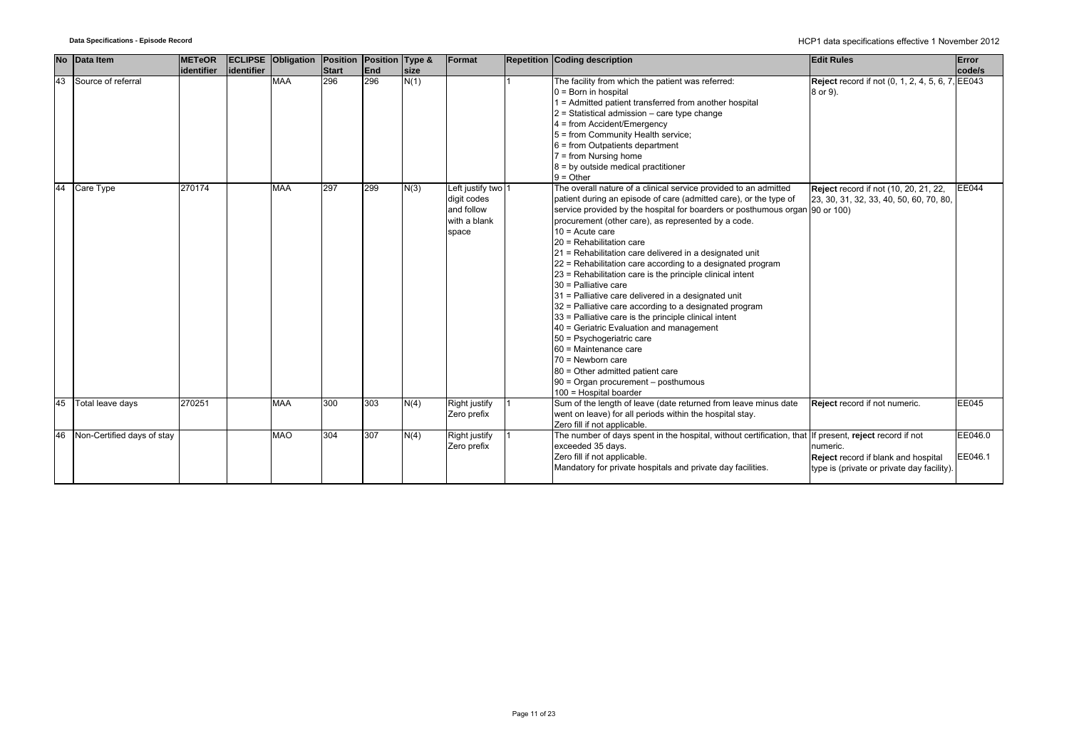| No | Data Item | METeOR identifier | ECLIPSE identifier | Obligation | Position Start | Position End | Type & size | Format | Repetition | Coding description | Edit Rules | Error code/s |
|---|---|---|---|---|---|---|---|---|---|---|---|---|
| 43 | Source of referral | | | MAA | 296 | 296 | N(1) | | 1 | The facility from which the patient was referred:<br>0 = Born in hospital<br>1 = Admitted patient transferred from another hospital<br>2 = Statistical admission – care type change<br>4 = from Accident/Emergency<br>5 = from Community Health service;<br>6 = from Outpatients department<br>7 = from Nursing home<br>8 = by outside medical practitioner<br>9 = Other | **Reject** record if not (0, 1, 2, 4, 5, 6, 7, 8 or 9). | EE043 |
| 44 | Care Type | 270174 | | MAA | 297 | 299 | N(3) | Left justify two digit codes and follow with a blank space | 1 | The overall nature of a clinical service provided to an admitted patient during an episode of care (admitted care), or the type of service provided by the hospital for boarders or posthumous organ procurement (other care), as represented by a code.<br>10 = Acute care<br>20 = Rehabilitation care<br>21 = Rehabilitation care delivered in a designated unit<br>22 = Rehabilitation care according to a designated program<br>23 = Rehabilitation care is the principle clinical intent<br>30 = Palliative care<br>31 = Palliative care delivered in a designated unit<br>32 = Palliative care according to a designated program<br>33 = Palliative care is the principle clinical intent<br>40 = Geriatric Evaluation and management<br>50 = Psychogeriatric care<br>60 = Maintenance care<br>70 = Newborn care<br>80 = Other admitted patient care<br>90 = Organ procurement – posthumous<br>100 = Hospital boarder | **Reject** record if not (10, 20, 21, 22, 23, 30, 31, 32, 33, 40, 50, 60, 70, 80, 90 or 100) | EE044 |
| 45 | Total leave days | 270251 | | MAA | 300 | 303 | N(4) | Right justify Zero prefix | 1 | Sum of the length of leave (date returned from leave minus date went on leave) for all periods within the hospital stay.<br>Zero fill if not applicable. | **Reject** record if not numeric. | EE045 |
| 46 | Non-Certified days of stay | | | MAO | 304 | 307 | N(4) | Right justify Zero prefix | 1 | The number of days spent in the hospital, without certification, that exceeded 35 days.<br>Zero fill if not applicable.<br>Mandatory for private hospitals and private day facilities. | If present, **reject** record if not numeric.<br>**Reject** record if blank and hospital type is (private or private day facility). | EE046.0<br>EE046.1 |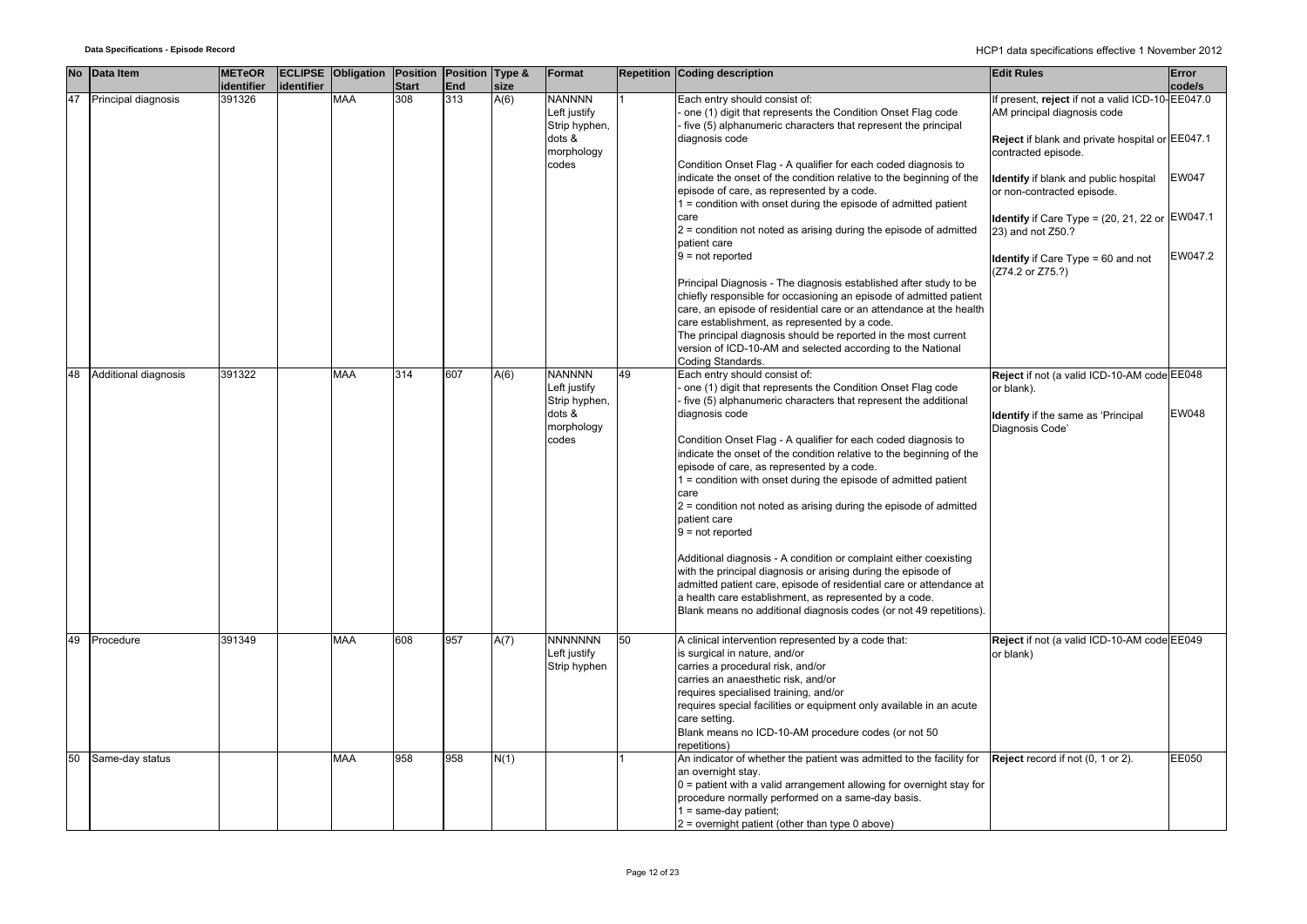| No | Data Item | METeOR identifier | ECLIPSE identifier | Obligation | Position Start | Position End | Type & size | Format | Repetition | Coding description | Edit Rules | Error code/s |
|---|---|---|---|---|---|---|---|---|---|---|---|---|
| 47 | Principal diagnosis | 391326 | | MAA | 308 | 313 | A(6) | NANNNN Left justify Strip hyphen, dots & morphology codes | 1 | Each entry should consist of:<br>- one (1) digit that represents the Condition Onset Flag code<br>- five (5) alphanumeric characters that represent the principal diagnosis code<br><br>Condition Onset Flag - A qualifier for each coded diagnosis to indicate the onset of the condition relative to the beginning of the episode of care, as represented by a code.<br>1 = condition with onset during the episode of admitted patient care<br>2 = condition not noted as arising during the episode of admitted patient care<br>9 = not reported<br><br>Principal Diagnosis - The diagnosis established after study to be chiefly responsible for occasioning an episode of admitted patient care, an episode of residential care or an attendance at the health care establishment, as represented by a code.<br>The principal diagnosis should be reported in the most current version of ICD-10-AM and selected according to the National Coding Standards. | If present, **reject** if not a valid ICD-10-AM principal diagnosis code<br><br>**Reject** if blank and private hospital or contracted episode.<br><br>**Identify** if blank and public hospital or non-contracted episode.<br><br>**Identify** if Care Type = (20, 21, 22 or 23) and not Z50.?<br><br>**Identify** if Care Type = 60 and not (Z74.2 or Z75.?) | EE047.0<br><br>EE047.1<br><br>EW047<br><br>EW047.1<br><br>EW047.2 |
| 48 | Additional diagnosis | 391322 | | MAA | 314 | 607 | A(6) | NANNNN Left justify Strip hyphen, dots & morphology codes | 49 | Each entry should consist of:<br>- one (1) digit that represents the Condition Onset Flag code<br>- five (5) alphanumeric characters that represent the additional diagnosis code<br><br>Condition Onset Flag - A qualifier for each coded diagnosis to indicate the onset of the condition relative to the beginning of the episode of care, as represented by a code.<br>1 = condition with onset during the episode of admitted patient care<br>2 = condition not noted as arising during the episode of admitted patient care<br>9 = not reported<br><br>Additional diagnosis - A condition or complaint either coexisting with the principal diagnosis or arising during the episode of admitted patient care, episode of residential care or attendance at a health care establishment, as represented by a code.<br>Blank means no additional diagnosis codes (or not 49 repetitions). | **Reject** if not (a valid ICD-10-AM code or blank).<br><br>**Identify** if the same as 'Principal Diagnosis Code' | EE048<br><br>EW048 |
| 49 | Procedure | 391349 | | MAA | 608 | 957 | A(7) | NNNNNNN Left justify Strip hyphen | 50 | A clinical intervention represented by a code that:<br>is surgical in nature, and/or<br>carries a procedural risk, and/or<br>carries an anaesthetic risk, and/or<br>requires specialised training, and/or<br>requires special facilities or equipment only available in an acute care setting.<br>Blank means no ICD-10-AM procedure codes (or not 50 repetitions) | **Reject** if not (a valid ICD-10-AM code or blank) | EE049 |
| 50 | Same-day status | | | MAA | 958 | 958 | N(1) | | 1 | An indicator of whether the patient was admitted to the facility for an overnight stay.<br>0 = patient with a valid arrangement allowing for overnight stay for procedure normally performed on a same-day basis.<br>1 = same-day patient;<br>2 = overnight patient (other than type 0 above) | **Reject** record if not (0, 1 or 2). | EE050 |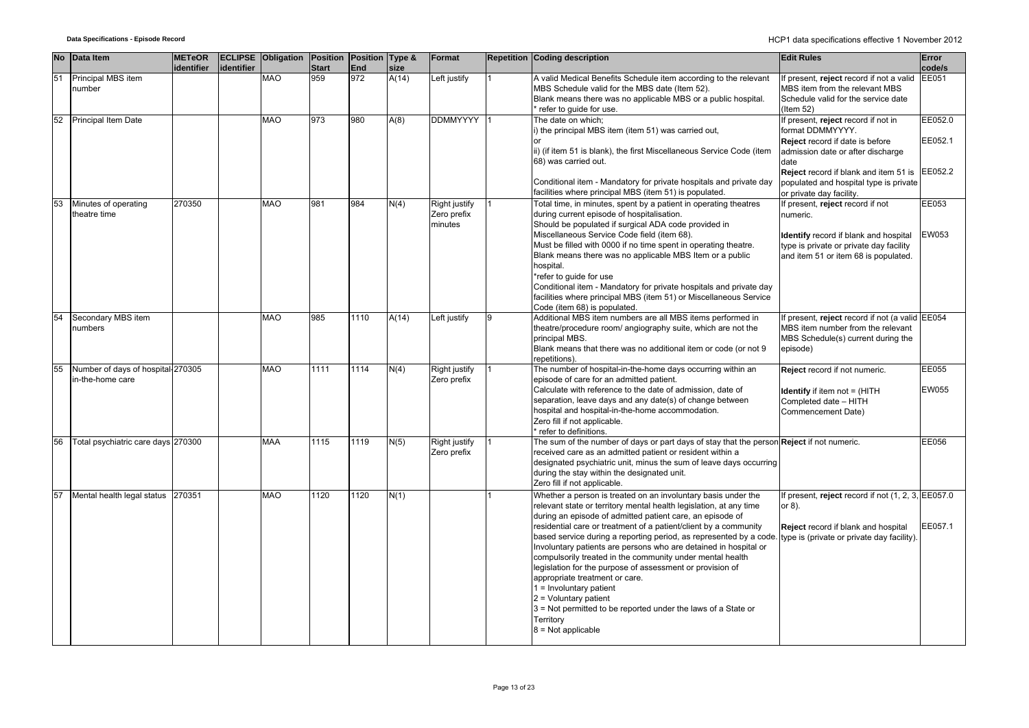| No | Data Item | METeOR identifier | ECLIPSE identifier | Obligation | Position Start | Position End | Type & size | Format | Repetition | Coding description | Edit Rules | Error code/s |
|---|---|---|---|---|---|---|---|---|---|---|---|---|
| 51 | Principal MBS item number | | | MAO | 959 | 972 | A(14) | Left justify | 1 | A valid Medical Benefits Schedule item according to the relevant MBS Schedule valid for the MBS date (Item 52).<br>Blank means there was no applicable MBS or a public hospital.<br>* refer to guide for use. | If present, **reject** record if not a valid MBS item from the relevant MBS Schedule valid for the service date (Item 52) | EE051 |
| 52 | Principal Item Date | | | MAO | 973 | 980 | A(8) | DDMMYYYY | 1 | The date on which;<br>i) the principal MBS item (item 51) was carried out,<br>or<br>ii) (if item 51 is blank), the first Miscellaneous Service Code (item 68) was carried out.<br><br>Conditional item - Mandatory for private hospitals and private day facilities where principal MBS (item 51) is populated. | If present, **reject** record if not in format DDMMYYYY.<br>**Reject** record if date is before admission date or after discharge date<br>**Reject** record if blank and item 51 is populated and hospital type is private or private day facility. | EE052.0<br><br>EE052.1<br><br>EE052.2 |
| 53 | Minutes of operating theatre time | 270350 | | MAO | 981 | 984 | N(4) | Right justify Zero prefix minutes | 1 | Total time, in minutes, spent by a patient in operating theatres during current episode of hospitalisation.<br>Should be populated if surgical ADA code provided in Miscellaneous Service Code field (item 68).<br>Must be filled with 0000 if no time spent in operating theatre.<br>Blank means there was no applicable MBS Item or a public hospital.<br>*refer to guide for use<br>Conditional item - Mandatory for private hospitals and private day facilities where principal MBS (item 51) or Miscellaneous Service Code (item 68) is populated. | If present, **reject** record if not numeric.<br><br>**Identify** record if blank and hospital type is private or private day facility and item 51 or item 68 is populated. | EE053<br><br>EW053 |
| 54 | Secondary MBS item numbers | | | MAO | 985 | 1110 | A(14) | Left justify | 9 | Additional MBS item numbers are all MBS items performed in theatre/procedure room/ angiography suite, which are not the principal MBS.<br>Blank means that there was no additional item or code (or not 9 repetitions). | If present, **reject** record if not (a valid MBS item number from the relevant MBS Schedule(s) current during the episode) | EE054 |
| 55 | Number of days of hospital-in-the-home care | 270305 | | MAO | 1111 | 1114 | N(4) | Right justify Zero prefix | 1 | The number of hospital-in-the-home days occurring within an episode of care for an admitted patient.<br>Calculate with reference to the date of admission, date of separation, leave days and any date(s) of change between hospital and hospital-in-the-home accommodation.<br>Zero fill if not applicable.<br>* refer to definitions. | **Reject** record if not numeric.<br><br>**Identify** if item not = (HITH Completed date – HITH Commencement Date) | EE055<br><br>EW055 |
| 56 | Total psychiatric care days | 270300 | | MAA | 1115 | 1119 | N(5) | Right justify Zero prefix | 1 | The sum of the number of days or part days of stay that the person received care as an admitted patient or resident within a designated psychiatric unit, minus the sum of leave days occurring during the stay within the designated unit.<br>Zero fill if not applicable. | **Reject** if not numeric. | EE056 |
| 57 | Mental health legal status | 270351 | | MAO | 1120 | 1120 | N(1) | | 1 | Whether a person is treated on an involuntary basis under the relevant state or territory mental health legislation, at any time during an episode of admitted patient care, an episode of residential care or treatment of a patient/client by a community based service during a reporting period, as represented by a code.<br>Involuntary patients are persons who are detained in hospital or compulsorily treated in the community under mental health legislation for the purpose of assessment or provision of appropriate treatment or care.<br>1 = Involuntary patient<br>2 = Voluntary patient<br>3 = Not permitted to be reported under the laws of a State or Territory<br>8 = Not applicable | If present, **reject** record if not (1, 2, 3, or 8).<br><br>**Reject** record if blank and hospital type is (private or private day facility). | EE057.0<br><br>EE057.1 |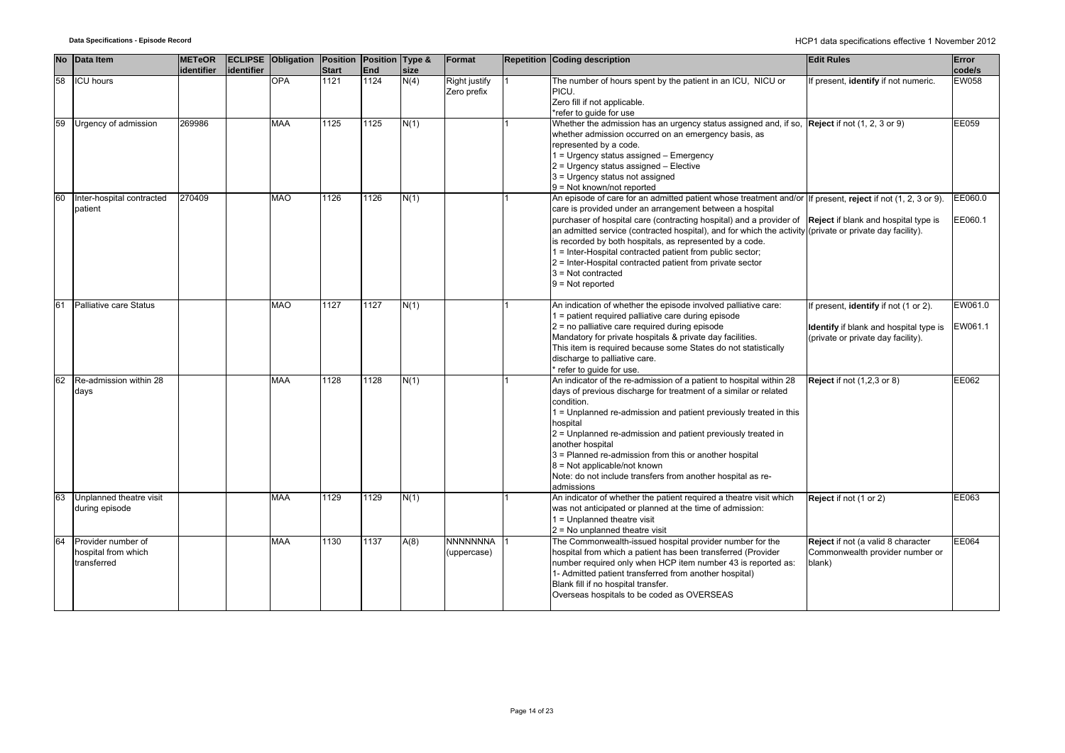| No | Data Item | METeOR identifier | ECLIPSE identifier | Obligation | Position Start | Position End | Type & size | Format | Repetition | Coding description | Edit Rules | Error code/s |
|---|---|---|---|---|---|---|---|---|---|---|---|---|
| 58 | ICU hours | | | OPA | 1121 | 1124 | N(4) | Right justify Zero prefix | 1 | The number of hours spent by the patient in an ICU, NICU or PICU.<br>Zero fill if not applicable.<br>*refer to guide for use | If present, **identify** if not numeric. | EW058 |
| 59 | Urgency of admission | 269986 | | MAA | 1125 | 1125 | N(1) | | 1 | Whether the admission has an urgency status assigned and, if so, whether admission occurred on an emergency basis, as represented by a code.<br>1 = Urgency status assigned – Emergency<br>2 = Urgency status assigned – Elective<br>3 = Urgency status not assigned<br>9 = Not known/not reported | **Reject** if not (1, 2, 3 or 9) | EE059 |
| 60 | Inter-hospital contracted patient | 270409 | | MAO | 1126 | 1126 | N(1) | | 1 | An episode of care for an admitted patient whose treatment and/or care is provided under an arrangement between a hospital purchaser of hospital care (contracting hospital) and a provider of an admitted service (contracted hospital), and for which the activity is recorded by both hospitals, as represented by a code.<br>1 = Inter-Hospital contracted patient from public sector;<br>2 = Inter-Hospital contracted patient from private sector<br>3 = Not contracted<br>9 = Not reported | If present, **reject** if not (1, 2, 3 or 9).<br>**Reject** if blank and hospital type is (private or private day facility). | EE060.0<br>EE060.1 |
| 61 | Palliative care Status | | | MAO | 1127 | 1127 | N(1) | | 1 | An indication of whether the episode involved palliative care:<br>1 = patient required palliative care during episode<br>2 = no palliative care required during episode<br>Mandatory for private hospitals & private day facilities.<br>This item is required because some States do not statistically discharge to palliative care.<br>* refer to guide for use. | If present, **identify** if not (1 or 2).<br>**Identify** if blank and hospital type is (private or private day facility). | EW061.0<br>EW061.1 |
| 62 | Re-admission within 28 days | | | MAA | 1128 | 1128 | N(1) | | 1 | An indicator of the re-admission of a patient to hospital within 28 days of previous discharge for treatment of a similar or related condition.<br>1 = Unplanned re-admission and patient previously treated in this hospital<br>2 = Unplanned re-admission and patient previously treated in another hospital<br>3 = Planned re-admission from this or another hospital<br>8 = Not applicable/not known<br>Note: do not include transfers from another hospital as re-admissions | **Reject** if not (1,2,3 or 8) | EE062 |
| 63 | Unplanned theatre visit during episode | | | MAA | 1129 | 1129 | N(1) | | 1 | An indicator of whether the patient required a theatre visit which was not anticipated or planned at the time of admission:<br>1 = Unplanned theatre visit<br>2 = No unplanned theatre visit | **Reject** if not (1 or 2) | EE063 |
| 64 | Provider number of hospital from which transferred | | | MAA | 1130 | 1137 | A(8) | NNNNNNNA (uppercase) | 1 | The Commonwealth-issued hospital provider number for the hospital from which a patient has been transferred (Provider number required only when HCP item number 43 is reported as: 1- Admitted patient transferred from another hospital)<br>Blank fill if no hospital transfer.<br>Overseas hospitals to be coded as OVERSEAS | **Reject** if not (a valid 8 character Commonwealth provider number or blank) | EE064 |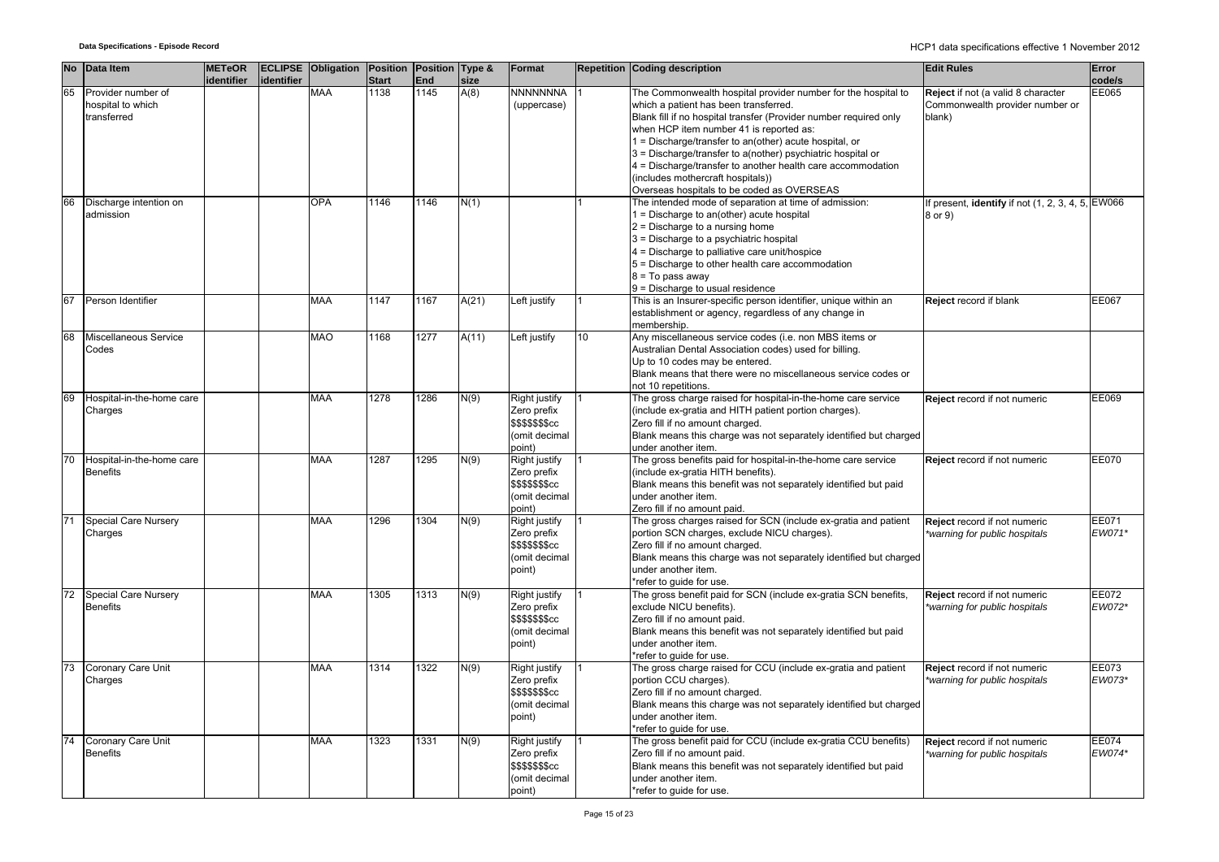| No | Data Item | METeOR identifier | ECLIPSE identifier | Obligation | Position Start | Position End | Type & size | Format | Repetition | Coding description | Edit Rules | Error code/s |
|---|---|---|---|---|---|---|---|---|---|---|---|---|
| 65 | Provider number of hospital to which transferred | | | MAA | 1138 | 1145 | A(8) | NNNNNNNA (uppercase) | 1 | The Commonwealth hospital provider number for the hospital to which a patient has been transferred.<br>Blank fill if no hospital transfer (Provider number required only when HCP item number 41 is reported as:<br>1 = Discharge/transfer to an(other) acute hospital, or<br>3 = Discharge/transfer to a(nother) psychiatric hospital or<br>4 = Discharge/transfer to another health care accommodation (includes mothercraft hospitals))<br>Overseas hospitals to be coded as OVERSEAS | **Reject** if not (a valid 8 character Commonwealth provider number or blank) | EE065 |
| 66 | Discharge intention on admission | | | OPA | 1146 | 1146 | N(1) | | 1 | The intended mode of separation at time of admission:<br>1 = Discharge to an(other) acute hospital<br>2 = Discharge to a nursing home<br>3 = Discharge to a psychiatric hospital<br>4 = Discharge to palliative care unit/hospice<br>5 = Discharge to other health care accommodation<br>8 = To pass away<br>9 = Discharge to usual residence | If present, **identify** if not (1, 2, 3, 4, 5, 8 or 9) | EW066 |
| 67 | Person Identifier | | | MAA | 1147 | 1167 | A(21) | Left justify | 1 | This is an Insurer-specific person identifier, unique within an establishment or agency, regardless of any change in membership. | **Reject** record if blank | EE067 |
| 68 | Miscellaneous Service Codes | | | MAO | 1168 | 1277 | A(11) | Left justify | 10 | Any miscellaneous service codes (i.e. non MBS items or Australian Dental Association codes) used for billing.<br>Up to 10 codes may be entered.<br>Blank means that there were no miscellaneous service codes or not 10 repetitions. | | |
| 69 | Hospital-in-the-home care Charges | | | MAA | 1278 | 1286 | N(9) | Right justify Zero prefix $$$$$$$cc (omit decimal point) | 1 | The gross charge raised for hospital-in-the-home care service (include ex-gratia and HITH patient portion charges).<br>Zero fill if no amount charged.<br>Blank means this charge was not separately identified but charged under another item. | **Reject** record if not numeric | EE069 |
| 70 | Hospital-in-the-home care Benefits | | | MAA | 1287 | 1295 | N(9) | Right justify Zero prefix $$$$$$$cc (omit decimal point) | 1 | The gross benefits paid for hospital-in-the-home care service (include ex-gratia HITH benefits).<br>Blank means this benefit was not separately identified but paid under another item.<br>Zero fill if no amount paid. | **Reject** record if not numeric | EE070 |
| 71 | Special Care Nursery Charges | | | MAA | 1296 | 1304 | N(9) | Right justify Zero prefix $$$$$$$cc (omit decimal point) | 1 | The gross charges raised for SCN (include ex-gratia and patient portion SCN charges, exclude NICU charges).<br>Zero fill if no amount charged.<br>Blank means this charge was not separately identified but charged under another item.<br>*refer to guide for use. | **Reject** record if not numeric<br>*warning for public hospitals* | EE071<br>*EW071** |
| 72 | Special Care Nursery Benefits | | | MAA | 1305 | 1313 | N(9) | Right justify Zero prefix $$$$$$$cc (omit decimal point) | 1 | The gross benefit paid for SCN (include ex-gratia SCN benefits, exclude NICU benefits).<br>Zero fill if no amount paid.<br>Blank means this benefit was not separately identified but paid under another item.<br>*refer to guide for use. | **Reject** record if not numeric<br>*warning for public hospitals* | EE072<br>*EW072** |
| 73 | Coronary Care Unit Charges | | | MAA | 1314 | 1322 | N(9) | Right justify Zero prefix $$$$$$$cc (omit decimal point) | 1 | The gross charge raised for CCU (include ex-gratia and patient portion CCU charges).<br>Zero fill if no amount charged.<br>Blank means this charge was not separately identified but charged under another item.<br>*refer to guide for use. | **Reject** record if not numeric<br>*warning for public hospitals* | EE073<br>*EW073** |
| 74 | Coronary Care Unit Benefits | | | MAA | 1323 | 1331 | N(9) | Right justify Zero prefix $$$$$$$cc (omit decimal point) | 1 | The gross benefit paid for CCU (include ex-gratia CCU benefits)<br>Zero fill if no amount paid.<br>Blank means this benefit was not separately identified but paid under another item.<br>*refer to guide for use. | **Reject** record if not numeric<br>*warning for public hospitals* | EE074<br>*EW074** |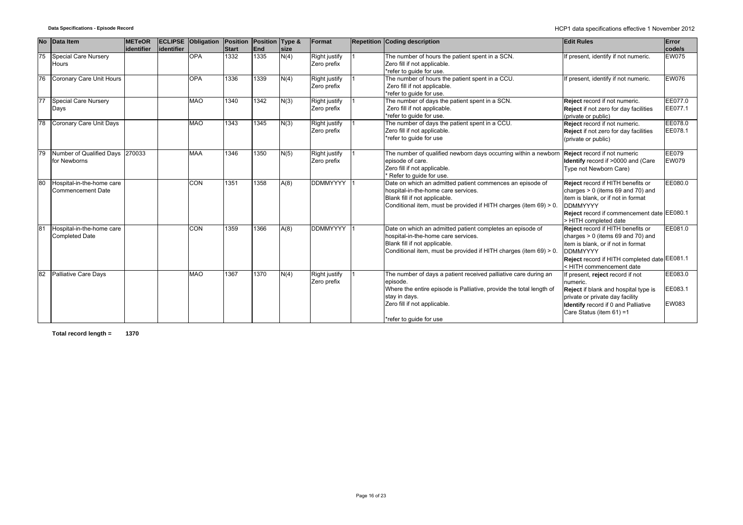| No | Data Item | METeOR identifier | ECLIPSE identifier | Obligation | Position Start | Position End | Type & size | Format | Repetition | Coding description | Edit Rules | Error code/s |
|---|---|---|---|---|---|---|---|---|---|---|---|---|
| 75 | Special Care Nursery Hours | | | OPA | 1332 | 1335 | N(4) | Right justify Zero prefix | 1 | The number of hours the patient spent in a SCN.<br>Zero fill if not applicable.<br>*refer to guide for use. | If present, identify if not numeric. | EW075 |
| 76 | Coronary Care Unit Hours | | | OPA | 1336 | 1339 | N(4) | Right justify Zero prefix | 1 | The number of hours the patient spent in a CCU.<br>Zero fill if not applicable.<br>*refer to guide for use. | If present, identify if not numeric. | EW076 |
| 77 | Special Care Nursery Days | | | MAO | 1340 | 1342 | N(3) | Right justify Zero prefix | 1 | The number of days the patient spent in a SCN.<br>Zero fill if not applicable.<br>*refer to guide for use. | **Reject** record if not numeric.<br>**Reject** if not zero for day facilities (private or public) | EE077.0<br>EE077.1 |
| 78 | Coronary Care Unit Days | | | MAO | 1343 | 1345 | N(3) | Right justify Zero prefix | 1 | The number of days the patient spent in a CCU.<br>Zero fill if not applicable.<br>*refer to guide for use | **Reject** record if not numeric.<br>**Reject** if not zero for day facilities (private or public) | EE078.0<br>EE078.1 |
| 79 | Number of Qualified Days for Newborns | 270033 | | MAA | 1346 | 1350 | N(5) | Right justify Zero prefix | 1 | The number of qualified newborn days occurring within a newborn episode of care.<br>Zero fill if not applicable.<br>* Refer to guide for use. | **Reject** record if not numeric<br>**Identify** record if >0000 and (Care Type not Newborn Care) | EE079<br>EW079 |
| 80 | Hospital-in-the-home care Commencement Date | | | CON | 1351 | 1358 | A(8) | DDMMYYYY | 1 | Date on which an admitted patient commences an episode of hospital-in-the-home care services.<br>Blank fill if not applicable.<br>Conditional item, must be provided if HITH charges (item 69) > 0. | **Reject** record if HITH benefits or charges > 0 (items 69 and 70) and item is blank, or if not in format DDMMYYYY<br>**Reject** record if commencement date > HITH completed date | EE080.0<br>EE080.1 |
| 81 | Hospital-in-the-home care Completed Date | | | CON | 1359 | 1366 | A(8) | DDMMYYYY | 1 | Date on which an admitted patient completes an episode of hospital-in-the-home care services.<br>Blank fill if not applicable.<br>Conditional item, must be provided if HITH charges (item 69) > 0. | **Reject** record if HITH benefits or charges > 0 (items 69 and 70) and item is blank, or if not in format DDMMYYYY<br>**Reject** record if HITH completed date < HITH commencement date | EE081.0<br>EE081.1 |
| 82 | Palliative Care Days | | | MAO | 1367 | 1370 | N(4) | Right justify Zero prefix | 1 | The number of days a patient received palliative care during an episode.<br>Where the entire episode is Palliative, provide the total length of stay in days.<br>Zero fill if not applicable.<br>*refer to guide for use | If present, **reject** record if not numeric.<br>**Reject** if blank and hospital type is private or private day facility<br>**Identify** record if 0 and Palliative Care Status (item 61) =1 | EE083.0<br>EE083.1<br>EW083 |

**Total record length = 1370**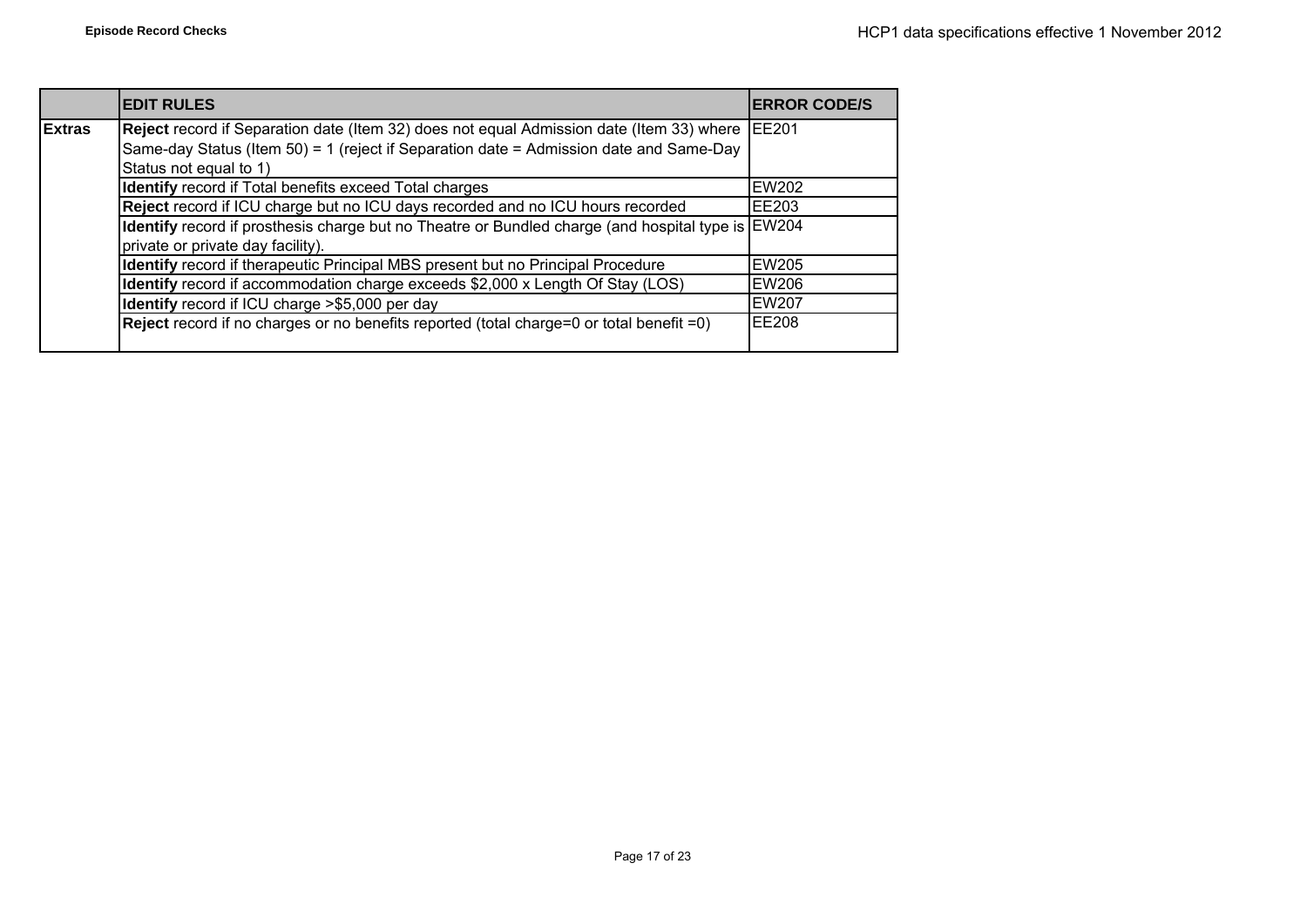| | EDIT RULES | ERROR CODE/S |
|---|---|---|
| **Extras** | **Reject** record if Separation date (Item 32) does not equal Admission date (Item 33) where Same-day Status (Item 50) = 1 (reject if Separation date = Admission date and Same-Day Status not equal to 1) | EE201 |
| | **Identify** record if Total benefits exceed Total charges | EW202 |
| | **Reject** record if ICU charge but no ICU days recorded and no ICU hours recorded | EE203 |
| | **Identify** record if prosthesis charge but no Theatre or Bundled charge (and hospital type is private or private day facility). | EW204 |
| | **Identify** record if therapeutic Principal MBS present but no Principal Procedure | EW205 |
| | **Identify** record if accommodation charge exceeds $2,000 x Length Of Stay (LOS) | EW206 |
| | **Identify** record if ICU charge >$5,000 per day | EW207 |
| | **Reject** record if no charges or no benefits reported (total charge=0 or total benefit =0) | EE208 |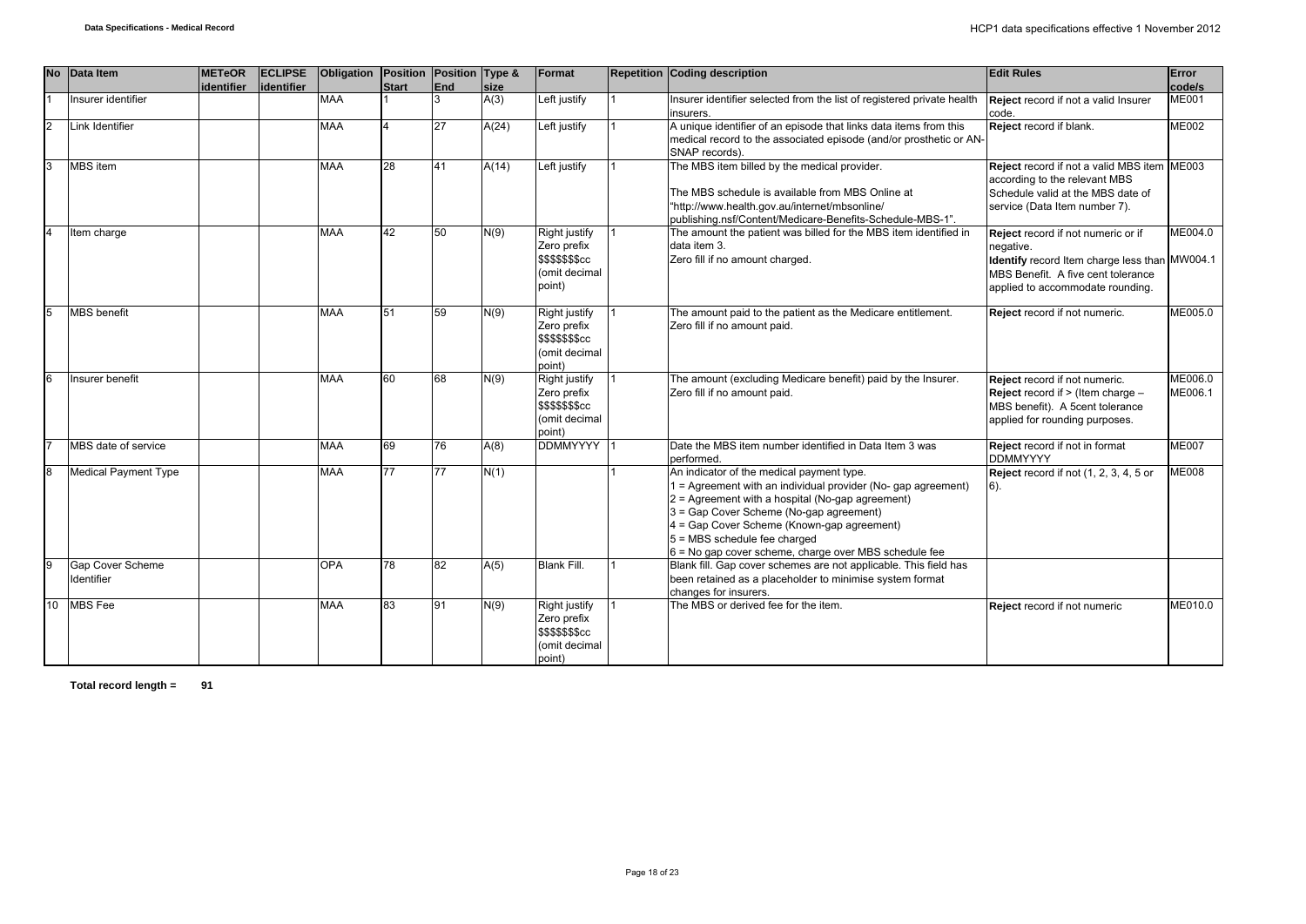| No | Data Item | METeOR identifier | ECLIPSE identifier | Obligation | Position Start | Position End | Type & size | Format | Repetition | Coding description | Edit Rules | Error code/s |
|---|---|---|---|---|---|---|---|---|---|---|---|---|
| 1 | Insurer identifier | | | MAA | 1 | 3 | A(3) | Left justify | 1 | Insurer identifier selected from the list of registered private health insurers. | **Reject** record if not a valid Insurer code. | ME001 |
| 2 | Link Identifier | | | MAA | 4 | 27 | A(24) | Left justify | 1 | A unique identifier of an episode that links data items from this medical record to the associated episode (and/or prosthetic or AN-SNAP records). | **Reject** record if blank. | ME002 |
| 3 | MBS item | | | MAA | 28 | 41 | A(14) | Left justify | 1 | The MBS item billed by the medical provider.<br><br>The MBS schedule is available from MBS Online at "http://www.health.gov.au/internet/mbsonline/ publishing.nsf/Content/Medicare-Benefits-Schedule-MBS-1". | **Reject** record if not a valid MBS item according to the relevant MBS Schedule valid at the MBS date of service (Data Item number 7). | ME003 |
| 4 | Item charge | | | MAA | 42 | 50 | N(9) | Right justify Zero prefix $$$$$$$cc (omit decimal point) | 1 | The amount the patient was billed for the MBS item identified in data item 3.<br>Zero fill if no amount charged. | **Reject** record if not numeric or if negative.<br>**Identify** record Item charge less than MBS Benefit. A five cent tolerance applied to accommodate rounding. | ME004.0<br>MW004.1 |
| 5 | MBS benefit | | | MAA | 51 | 59 | N(9) | Right justify Zero prefix $$$$$$$cc (omit decimal point) | 1 | The amount paid to the patient as the Medicare entitlement.<br>Zero fill if no amount paid. | **Reject** record if not numeric. | ME005.0 |
| 6 | Insurer benefit | | | MAA | 60 | 68 | N(9) | Right justify Zero prefix $$$$$$$cc (omit decimal point) | 1 | The amount (excluding Medicare benefit) paid by the Insurer.<br>Zero fill if no amount paid. | **Reject** record if not numeric.<br>**Reject** record if > (Item charge – MBS benefit). A 5cent tolerance applied for rounding purposes. | ME006.0<br>ME006.1 |
| 7 | MBS date of service | | | MAA | 69 | 76 | A(8) | DDMMYYYY | 1 | Date the MBS item number identified in Data Item 3 was performed. | **Reject** record if not in format DDMMYYYY | ME007 |
| 8 | Medical Payment Type | | | MAA | 77 | 77 | N(1) | | 1 | An indicator of the medical payment type.<br>1 = Agreement with an individual provider (No- gap agreement)<br>2 = Agreement with a hospital (No-gap agreement)<br>3 = Gap Cover Scheme (No-gap agreement)<br>4 = Gap Cover Scheme (Known-gap agreement)<br>5 = MBS schedule fee charged<br>6 = No gap cover scheme, charge over MBS schedule fee | **Reject** record if not (1, 2, 3, 4, 5 or 6). | ME008 |
| 9 | Gap Cover Scheme Identifier | | | OPA | 78 | 82 | A(5) | Blank Fill. | 1 | Blank fill. Gap cover schemes are not applicable. This field has been retained as a placeholder to minimise system format changes for insurers. | | |
| 10 | MBS Fee | | | MAA | 83 | 91 | N(9) | Right justify Zero prefix $$$$$$$cc (omit decimal point) | 1 | The MBS or derived fee for the item. | **Reject** record if not numeric | ME010.0 |

**Total record length = 91**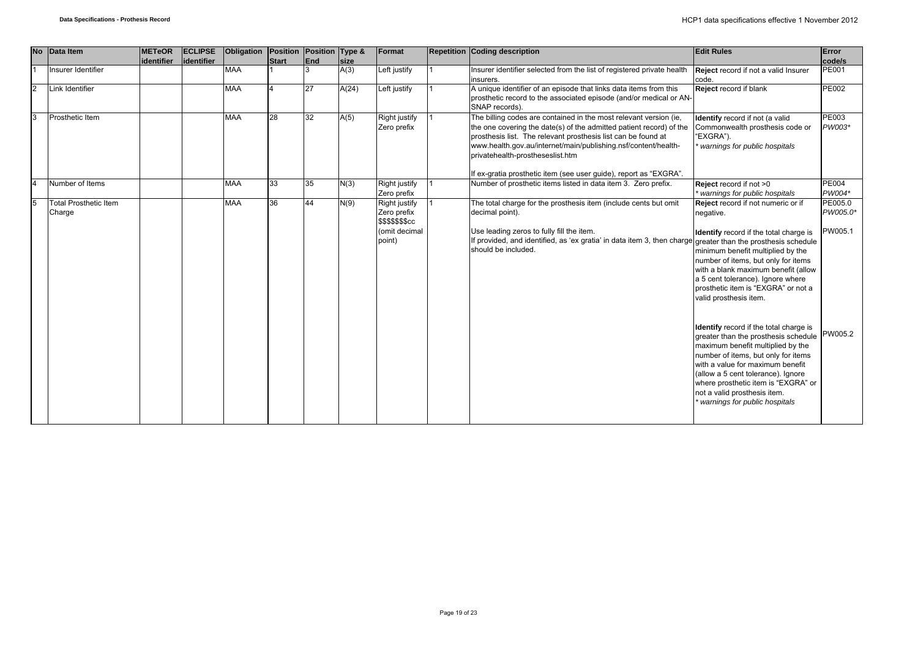| No | Data Item | METeOR identifier | ECLIPSE identifier | Obligation | Position Start | Position End | Type & size | Format | Repetition | Coding description | Edit Rules | Error code/s |
|---|---|---|---|---|---|---|---|---|---|---|---|---|
| 1 | Insurer Identifier | | | MAA | 1 | 3 | A(3) | Left justify | 1 | Insurer identifier selected from the list of registered private health insurers. | **Reject** record if not a valid Insurer code. | PE001 |
| 2 | Link Identifier | | | MAA | 4 | 27 | A(24) | Left justify | 1 | A unique identifier of an episode that links data items from this prosthetic record to the associated episode (and/or medical or AN-SNAP records). | **Reject** record if blank | PE002 |
| 3 | Prosthetic Item | | | MAA | 28 | 32 | A(5) | Right justify Zero prefix | 1 | The billing codes are contained in the most relevant version (ie, the one covering the date(s) of the admitted patient record) of the prosthesis list. The relevant prosthesis list can be found at www.health.gov.au/internet/main/publishing.nsf/content/health-privatehealth-prostheseslist.htm<br><br>If ex-gratia prosthetic item (see user guide), report as "EXGRA". | **Identify** record if not (a valid Commonwealth prosthesis code or "EXGRA").<br>*\* warnings for public hospitals* | PE003<br>*PW003\** |
| 4 | Number of Items | | | MAA | 33 | 35 | N(3) | Right justify Zero prefix | 1 | Number of prosthetic items listed in data item 3. Zero prefix. | **Reject** record if not >0<br>*\* warnings for public hospitals* | PE004<br>*PW004\** |
| 5 | Total Prosthetic Item Charge | | | MAA | 36 | 44 | N(9) | Right justify Zero prefix $$$$$$$cc (omit decimal point) | 1 | The total charge for the prosthesis item (include cents but omit decimal point).<br><br>Use leading zeros to fully fill the item.<br>If provided, and identified, as 'ex gratia' in data item 3, then charge should be included. | **Reject** record if not numeric or if negative.<br><br>**Identify** record if the total charge is greater than the prosthesis schedule minimum benefit multiplied by the number of items, but only for items with a blank maximum benefit (allow a 5 cent tolerance). Ignore where prosthetic item is "EXGRA" or not a valid prosthesis item.<br><br>**Identify** record if the total charge is greater than the prosthesis schedule maximum benefit multiplied by the number of items, but only for items with a value for maximum benefit (allow a 5 cent tolerance). Ignore where prosthetic item is "EXGRA" or not a valid prosthesis item.<br>*\* warnings for public hospitals* | PE005.0<br>*PW005.0\**<br><br>PW005.1<br><br>PW005.2 |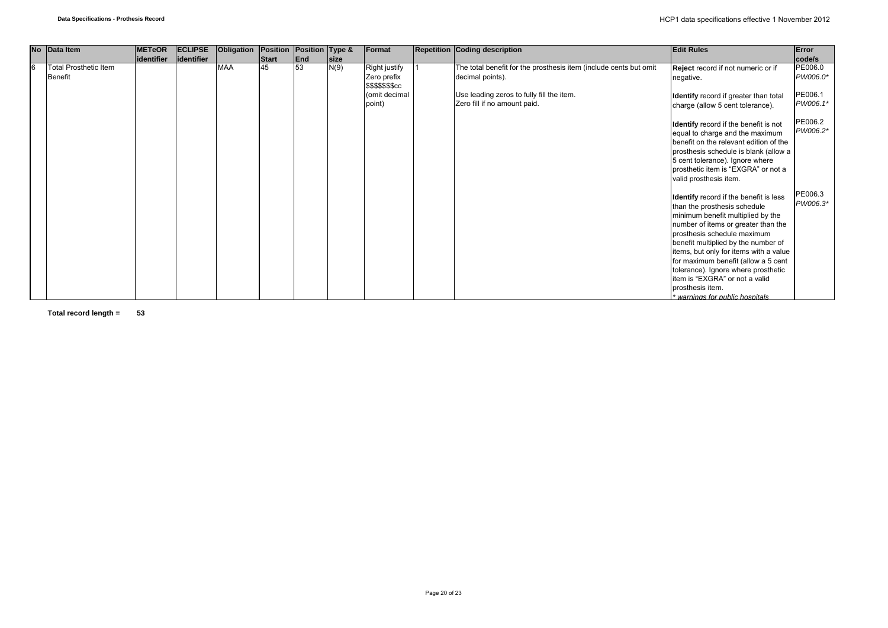| No | Data Item | METeOR identifier | ECLIPSE identifier | Obligation | Position Start | Position End | Type & size | Format | Repetition | Coding description | Edit Rules | Error code/s |
|---|---|---|---|---|---|---|---|---|---|---|---|---|
| 6 | Total Prosthetic Item Benefit | | | MAA | 45 | 53 | N(9) | Right justify Zero prefix $$$$$$$cc (omit decimal point) | 1 | The total benefit for the prosthesis item (include cents but omit decimal points).<br><br>Use leading zeros to fully fill the item.<br>Zero fill if no amount paid. | **Reject** record if not numeric or if negative.<br><br>**Identify** record if greater than total charge (allow 5 cent tolerance).<br><br>**Identify** record if the benefit is not equal to charge and the maximum benefit on the relevant edition of the prosthesis schedule is blank (allow a 5 cent tolerance). Ignore where prosthetic item is "EXGRA" or not a valid prosthesis item.<br><br>**Identify** record if the benefit is less than the prosthesis schedule minimum benefit multiplied by the number of items or greater than the prosthesis schedule maximum benefit multiplied by the number of items, but only for items with a value for maximum benefit (allow a 5 cent tolerance). Ignore where prosthetic item is "EXGRA" or not a valid prosthesis item.<br>*\* warnings for public hospitals* | PE006.0<br>*PW006.0\**<br><br>PE006.1<br>*PW006.1\**<br><br>PE006.2<br>*PW006.2\**<br><br>PE006.3<br>*PW006.3\** |

**Total record length = 53**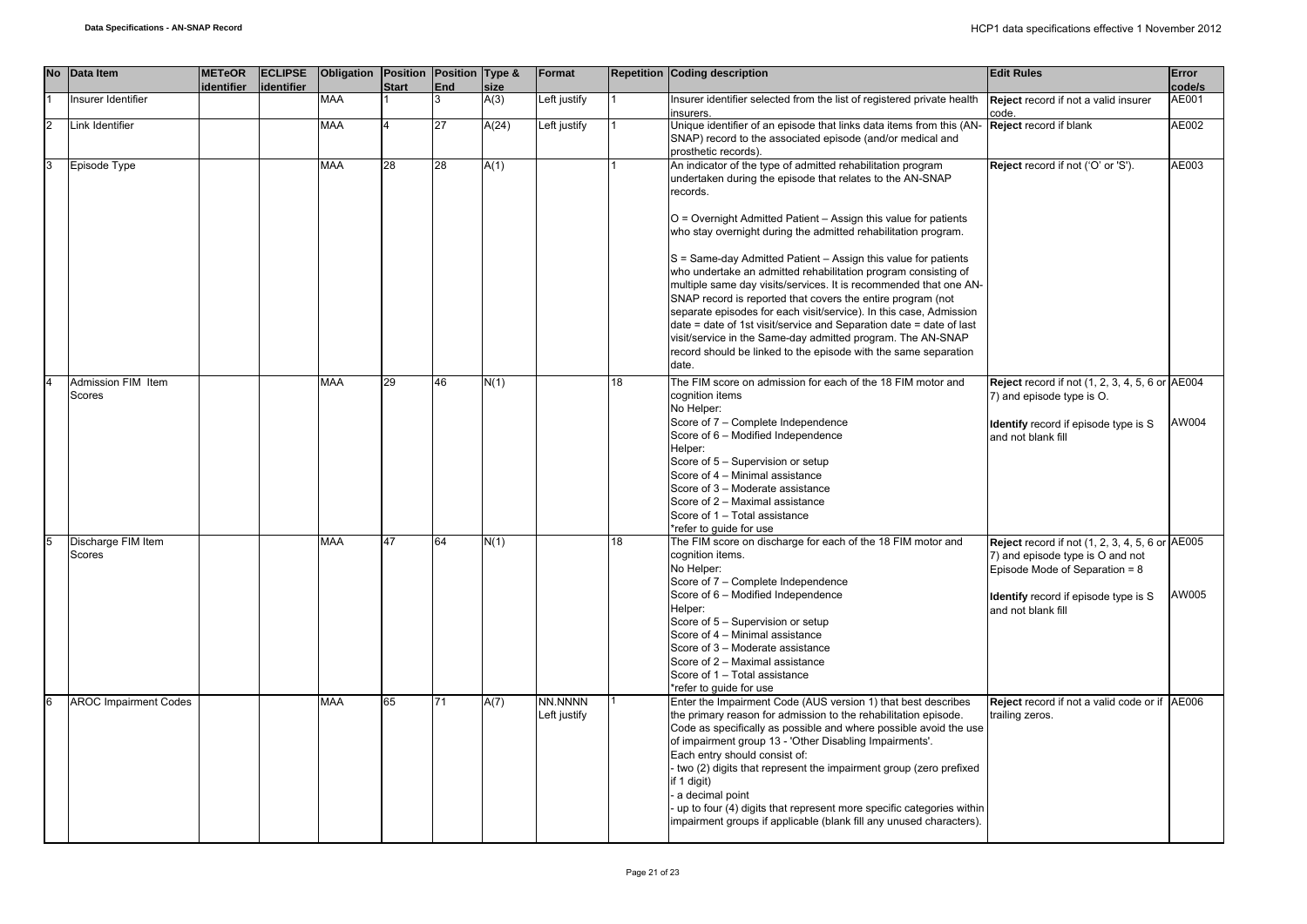| No | Data Item | METeOR identifier | ECLIPSE identifier | Obligation | Position Start | Position End | Type & size | Format | Repetition | Coding description | Edit Rules | Error code/s |
|---|---|---|---|---|---|---|---|---|---|---|---|---|
| 1 | Insurer Identifier | | | MAA | 1 | 3 | A(3) | Left justify | 1 | Insurer identifier selected from the list of registered private health insurers. | **Reject** record if not a valid insurer code. | AE001 |
| 2 | Link Identifier | | | MAA | 4 | 27 | A(24) | Left justify | 1 | Unique identifier of an episode that links data items from this (AN-SNAP) record to the associated episode (and/or medical and prosthetic records). | **Reject** record if blank | AE002 |
| 3 | Episode Type | | | MAA | 28 | 28 | A(1) | | 1 | An indicator of the type of admitted rehabilitation program undertaken during the episode that relates to the AN-SNAP records.<br><br>O = Overnight Admitted Patient – Assign this value for patients who stay overnight during the admitted rehabilitation program.<br><br>S = Same-day Admitted Patient – Assign this value for patients who undertake an admitted rehabilitation program consisting of multiple same day visits/services. It is recommended that one AN-SNAP record is reported that covers the entire program (not separate episodes for each visit/service). In this case, Admission date = date of 1st visit/service and Separation date = date of last visit/service in the Same-day admitted program. The AN-SNAP record should be linked to the episode with the same separation date. | **Reject** record if not ('O' or 'S'). | AE003 |
| 4 | Admission FIM Item Scores | | | MAA | 29 | 46 | N(1) | | 18 | The FIM score on admission for each of the 18 FIM motor and cognition items<br>No Helper:<br>Score of 7 – Complete Independence<br>Score of 6 – Modified Independence<br>Helper:<br>Score of 5 – Supervision or setup<br>Score of 4 – Minimal assistance<br>Score of 3 – Moderate assistance<br>Score of 2 – Maximal assistance<br>Score of 1 – Total assistance<br>*refer to guide for use | **Reject** record if not (1, 2, 3, 4, 5, 6 or 7) and episode type is O.<br><br>**Identify** record if episode type is S and not blank fill | AE004<br><br>AW004 |
| 5 | Discharge FIM Item Scores | | | MAA | 47 | 64 | N(1) | | 18 | The FIM score on discharge for each of the 18 FIM motor and cognition items.<br>No Helper:<br>Score of 7 – Complete Independence<br>Score of 6 – Modified Independence<br>Helper:<br>Score of 5 – Supervision or setup<br>Score of 4 – Minimal assistance<br>Score of 3 – Moderate assistance<br>Score of 2 – Maximal assistance<br>Score of 1 – Total assistance<br>*refer to guide for use | **Reject** record if not (1, 2, 3, 4, 5, 6 or 7) and episode type is O and not Episode Mode of Separation = 8<br><br>**Identify** record if episode type is S and not blank fill | AE005<br><br>AW005 |
| 6 | AROC Impairment Codes | | | MAA | 65 | 71 | A(7) | NN.NNNN Left justify | 1 | Enter the Impairment Code (AUS version 1) that best describes the primary reason for admission to the rehabilitation episode. Code as specifically as possible and where possible avoid the use of impairment group 13 - 'Other Disabling Impairments'.<br>Each entry should consist of:<br>- two (2) digits that represent the impairment group (zero prefixed if 1 digit)<br>- a decimal point<br>- up to four (4) digits that represent more specific categories within impairment groups if applicable (blank fill any unused characters). | **Reject** record if not a valid code or if trailing zeros. | AE006 |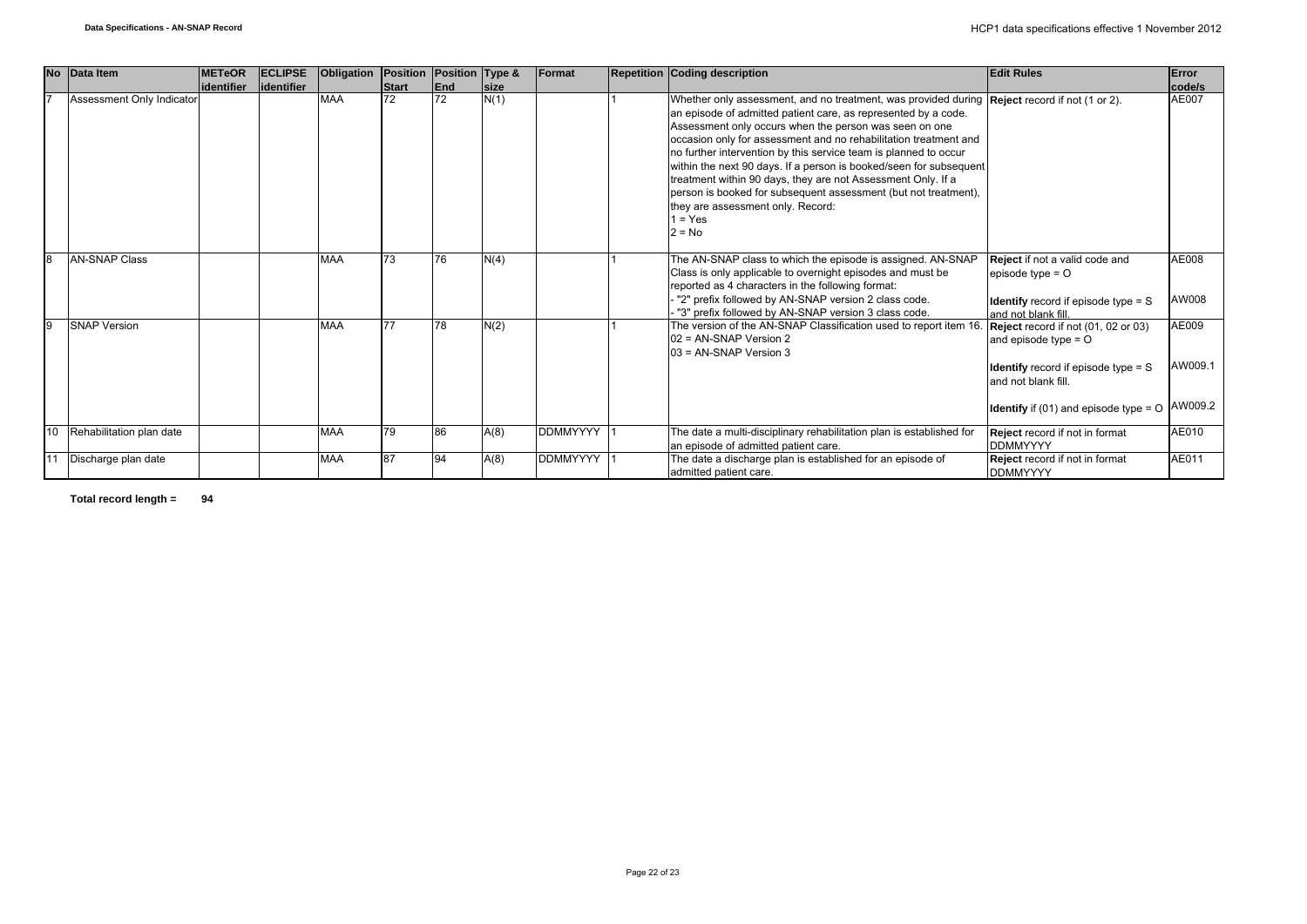| No | Data Item | METeOR identifier | ECLIPSE identifier | Obligation | Position Start | Position End | Type & size | Format | Repetition | Coding description | Edit Rules | Error code/s |
|---|---|---|---|---|---|---|---|---|---|---|---|---|
| 7 | Assessment Only Indicator | | | MAA | 72 | 72 | N(1) | | 1 | Whether only assessment, and no treatment, was provided during an episode of admitted patient care, as represented by a code. Assessment only occurs when the person was seen on one occasion only for assessment and no rehabilitation treatment and no further intervention by this service team is planned to occur within the next 90 days. If a person is booked/seen for subsequent treatment within 90 days, they are not Assessment Only. If a person is booked for subsequent assessment (but not treatment), they are assessment only. Record:<br>1 = Yes<br>2 = No | **Reject** record if not (1 or 2). | AE007 |
| 8 | AN-SNAP Class | | | MAA | 73 | 76 | N(4) | | 1 | The AN-SNAP class to which the episode is assigned. AN-SNAP Class is only applicable to overnight episodes and must be reported as 4 characters in the following format:<br>- "2" prefix followed by AN-SNAP version 2 class code.<br>- "3" prefix followed by AN-SNAP version 3 class code. | **Reject** if not a valid code and episode type = O<br><br>**Identify** record if episode type = S and not blank fill. | AE008<br><br>AW008 |
| 9 | SNAP Version | | | MAA | 77 | 78 | N(2) | | 1 | The version of the AN-SNAP Classification used to report item 16.<br>02 = AN-SNAP Version 2<br>03 = AN-SNAP Version 3 | **Reject** record if not (01, 02 or 03) and episode type = O<br><br>**Identify** record if episode type = S and not blank fill.<br><br>**Identify** if (01) and episode type = O | AE009<br><br>AW009.1<br><br>AW009.2 |
| 10 | Rehabilitation plan date | | | MAA | 79 | 86 | A(8) | DDMMYYYY | 1 | The date a multi-disciplinary rehabilitation plan is established for an episode of admitted patient care. | **Reject** record if not in format DDMMYYYY | AE010 |
| 11 | Discharge plan date | | | MAA | 87 | 94 | A(8) | DDMMYYYY | 1 | The date a discharge plan is established for an episode of admitted patient care. | **Reject** record if not in format DDMMYYYY | AE011 |

**Total record length = 94**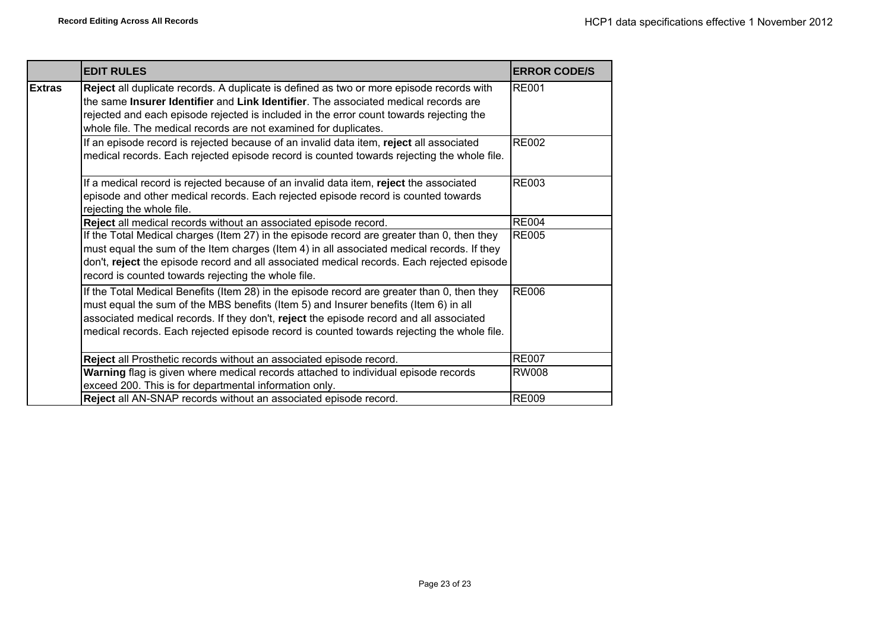| | EDIT RULES | ERROR CODE/S |
|---|---|---|
| **Extras** | **Reject** all duplicate records. A duplicate is defined as two or more episode records with the same **Insurer Identifier** and **Link Identifier**. The associated medical records are rejected and each episode rejected is included in the error count towards rejecting the whole file. The medical records are not examined for duplicates. | RE001 |
| | If an episode record is rejected because of an invalid data item, **reject** all associated medical records. Each rejected episode record is counted towards rejecting the whole file. | RE002 |
| | If a medical record is rejected because of an invalid data item, **reject** the associated episode and other medical records. Each rejected episode record is counted towards rejecting the whole file. | RE003 |
| | **Reject** all medical records without an associated episode record. | RE004 |
| | If the Total Medical charges (Item 27) in the episode record are greater than 0, then they must equal the sum of the Item charges (Item 4) in all associated medical records. If they don't, **reject** the episode record and all associated medical records. Each rejected episode record is counted towards rejecting the whole file. | RE005 |
| | If the Total Medical Benefits (Item 28) in the episode record are greater than 0, then they must equal the sum of the MBS benefits (Item 5) and Insurer benefits (Item 6) in all associated medical records. If they don't, **reject** the episode record and all associated medical records. Each rejected episode record is counted towards rejecting the whole file. | RE006 |
| | **Reject** all Prosthetic records without an associated episode record. | RE007 |
| | **Warning** flag is given where medical records attached to individual episode records exceed 200. This is for departmental information only. | RW008 |
| | **Reject** all AN-SNAP records without an associated episode record. | RE009 |